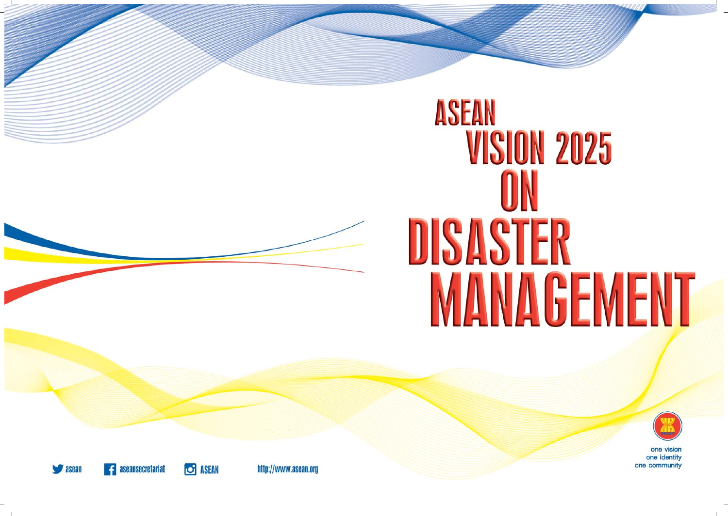# ASEAN VISION 2025 ON DISASTER MANAGEMENT

one vision
one identity
one community

asean

aseansecretariat

ASEAN

http://www.asean.org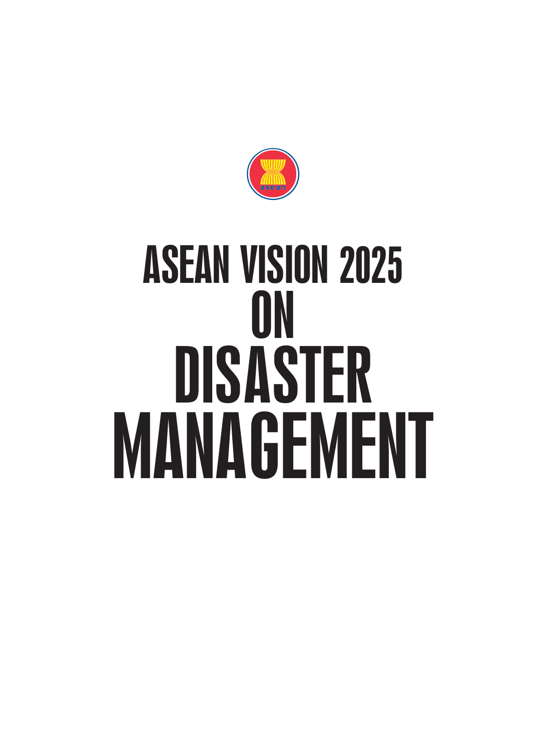# ASEAN VISION 2025 ON DISASTER MANAGEMENT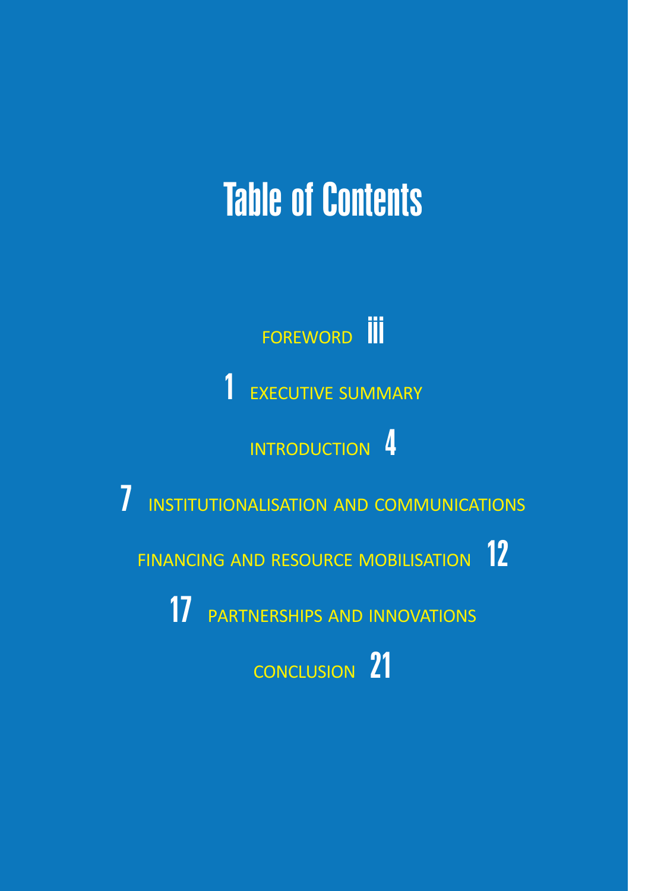# Table of Contents

FOREWORD iii

1 EXECUTIVE SUMMARY

INTRODUCTION 4

7 INSTITUTIONALISATION AND COMMUNICATIONS

FINANCING AND RESOURCE MOBILISATION 12

17 PARTNERSHIPS AND INNOVATIONS

CONCLUSION 21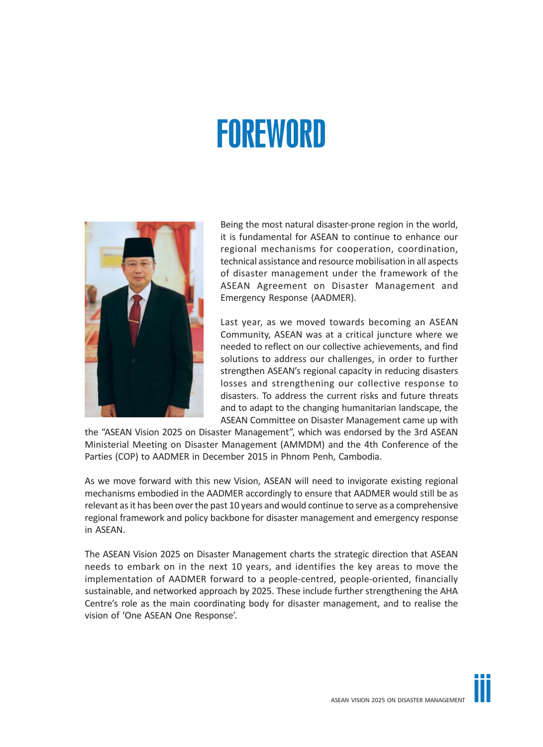# FOREWORD

Being the most natural disaster-prone region in the world, it is fundamental for ASEAN to continue to enhance our regional mechanisms for cooperation, coordination, technical assistance and resource mobilisation in all aspects of disaster management under the framework of the ASEAN Agreement on Disaster Management and Emergency Response (AADMER).

Last year, as we moved towards becoming an ASEAN Community, ASEAN was at a critical juncture where we needed to reflect on our collective achievements, and find solutions to address our challenges, in order to further strengthen ASEAN's regional capacity in reducing disasters losses and strengthening our collective response to disasters. To address the current risks and future threats and to adapt to the changing humanitarian landscape, the ASEAN Committee on Disaster Management came up with the "ASEAN Vision 2025 on Disaster Management", which was endorsed by the 3rd ASEAN Ministerial Meeting on Disaster Management (AMMDM) and the 4th Conference of the Parties (COP) to AADMER in December 2015 in Phnom Penh, Cambodia.

As we move forward with this new Vision, ASEAN will need to invigorate existing regional mechanisms embodied in the AADMER accordingly to ensure that AADMER would still be as relevant as it has been over the past 10 years and would continue to serve as a comprehensive regional framework and policy backbone for disaster management and emergency response in ASEAN.

The ASEAN Vision 2025 on Disaster Management charts the strategic direction that ASEAN needs to embark on in the next 10 years, and identifies the key areas to move the implementation of AADMER forward to a people-centred, people-oriented, financially sustainable, and networked approach by 2025. These include further strengthening the AHA Centre's role as the main coordinating body for disaster management, and to realise the vision of 'One ASEAN One Response'.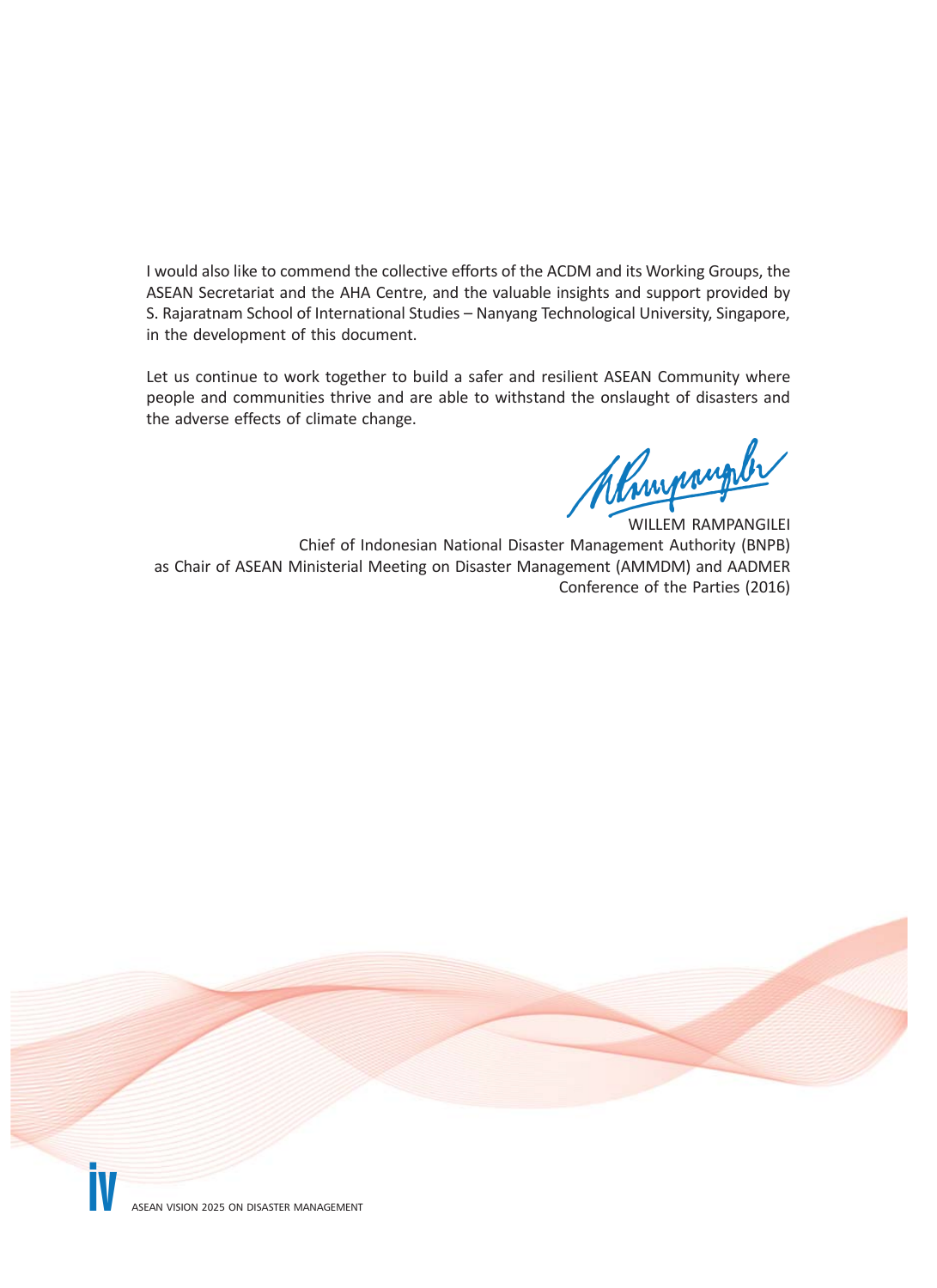I would also like to commend the collective efforts of the ACDM and its Working Groups, the ASEAN Secretariat and the AHA Centre, and the valuable insights and support provided by S. Rajaratnam School of International Studies – Nanyang Technological University, Singapore, in the development of this document.

Let us continue to work together to build a safer and resilient ASEAN Community where people and communities thrive and are able to withstand the onslaught of disasters and the adverse effects of climate change.

WILLEM RAMPANGILEI
Chief of Indonesian National Disaster Management Authority (BNPB)
as Chair of ASEAN Ministerial Meeting on Disaster Management (AMMDM) and AADMER Conference of the Parties (2016)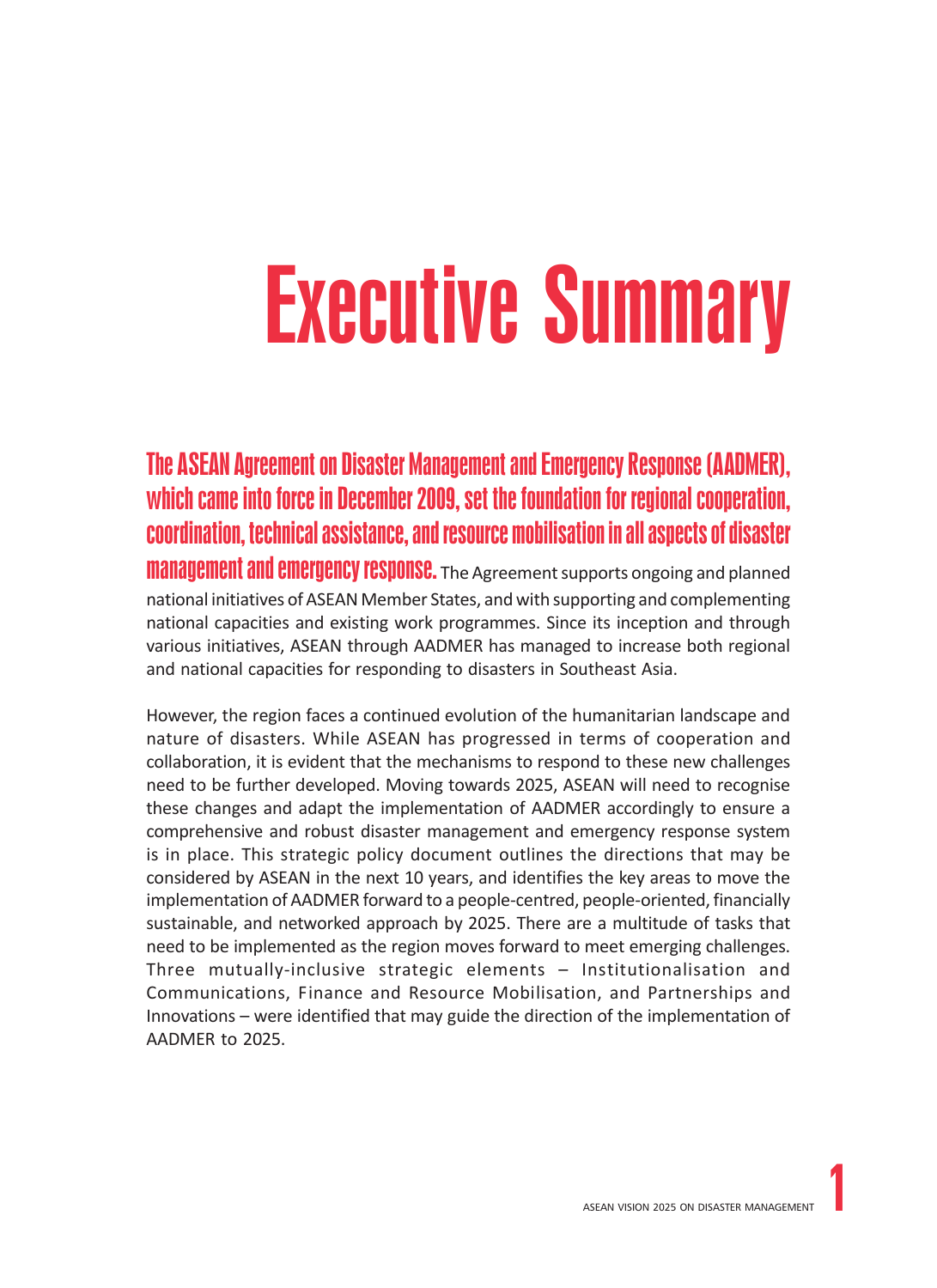# Executive Summary

**The ASEAN Agreement on Disaster Management and Emergency Response (AADMER), which came into force in December 2009, set the foundation for regional cooperation, coordination, technical assistance, and resource mobilisation in all aspects of disaster management and emergency response.** The Agreement supports ongoing and planned national initiatives of ASEAN Member States, and with supporting and complementing national capacities and existing work programmes. Since its inception and through various initiatives, ASEAN through AADMER has managed to increase both regional and national capacities for responding to disasters in Southeast Asia.

However, the region faces a continued evolution of the humanitarian landscape and nature of disasters. While ASEAN has progressed in terms of cooperation and collaboration, it is evident that the mechanisms to respond to these new challenges need to be further developed. Moving towards 2025, ASEAN will need to recognise these changes and adapt the implementation of AADMER accordingly to ensure a comprehensive and robust disaster management and emergency response system is in place. This strategic policy document outlines the directions that may be considered by ASEAN in the next 10 years, and identifies the key areas to move the implementation of AADMER forward to a people-centred, people-oriented, financially sustainable, and networked approach by 2025. There are a multitude of tasks that need to be implemented as the region moves forward to meet emerging challenges. Three mutually-inclusive strategic elements – Institutionalisation and Communications, Finance and Resource Mobilisation, and Partnerships and Innovations – were identified that may guide the direction of the implementation of AADMER to 2025.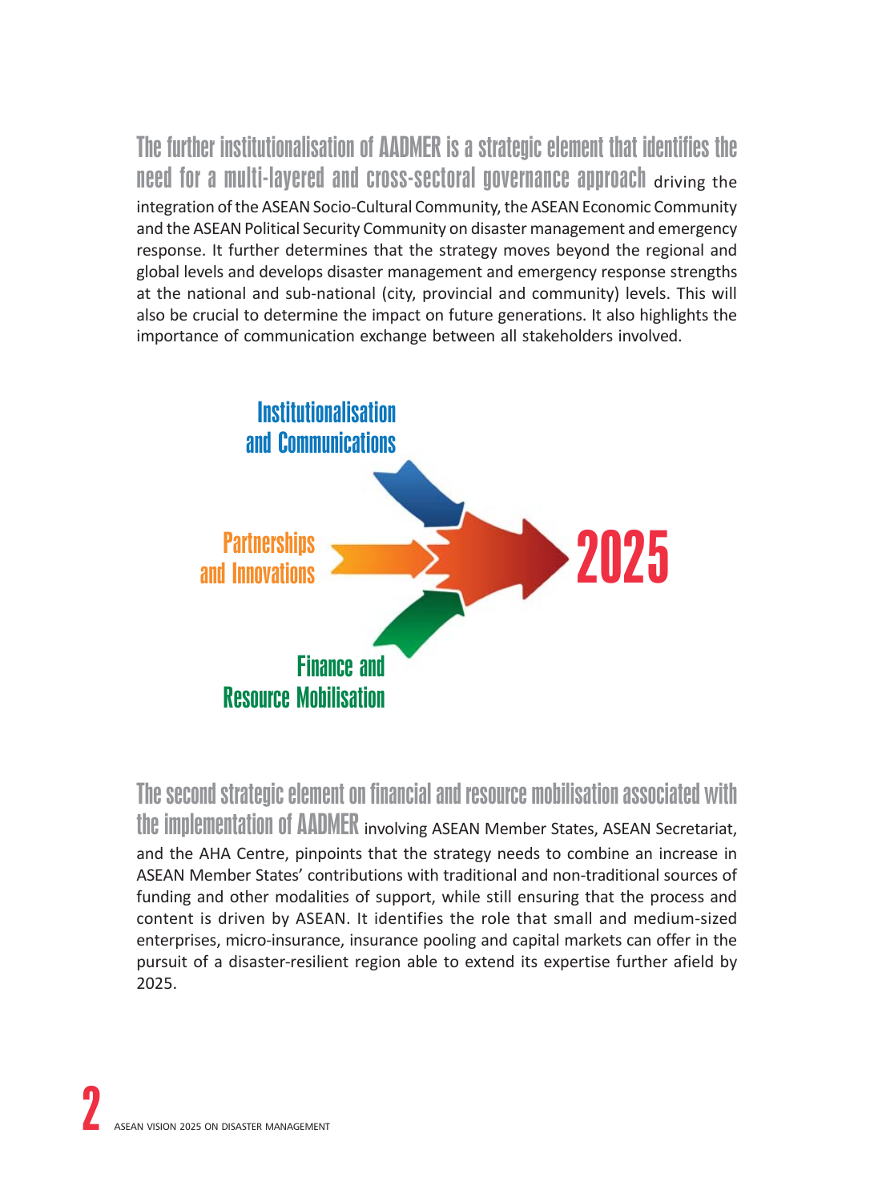**The further institutionalisation of AADMER is a strategic element that identifies the need for a multi-layered and cross-sectoral governance approach** driving the integration of the ASEAN Socio-Cultural Community, the ASEAN Economic Community and the ASEAN Political Security Community on disaster management and emergency response. It further determines that the strategy moves beyond the regional and global levels and develops disaster management and emergency response strengths at the national and sub-national (city, provincial and community) levels. This will also be crucial to determine the impact on future generations. It also highlights the importance of communication exchange between all stakeholders involved.

Institutionalisation and Communications

Partnerships and Innovations

Finance and Resource Mobilisation

2025

**The second strategic element on financial and resource mobilisation associated with the implementation of AADMER** involving ASEAN Member States, ASEAN Secretariat, and the AHA Centre, pinpoints that the strategy needs to combine an increase in ASEAN Member States' contributions with traditional and non-traditional sources of funding and other modalities of support, while still ensuring that the process and content is driven by ASEAN. It identifies the role that small and medium-sized enterprises, micro-insurance, insurance pooling and capital markets can offer in the pursuit of a disaster-resilient region able to extend its expertise further afield by 2025.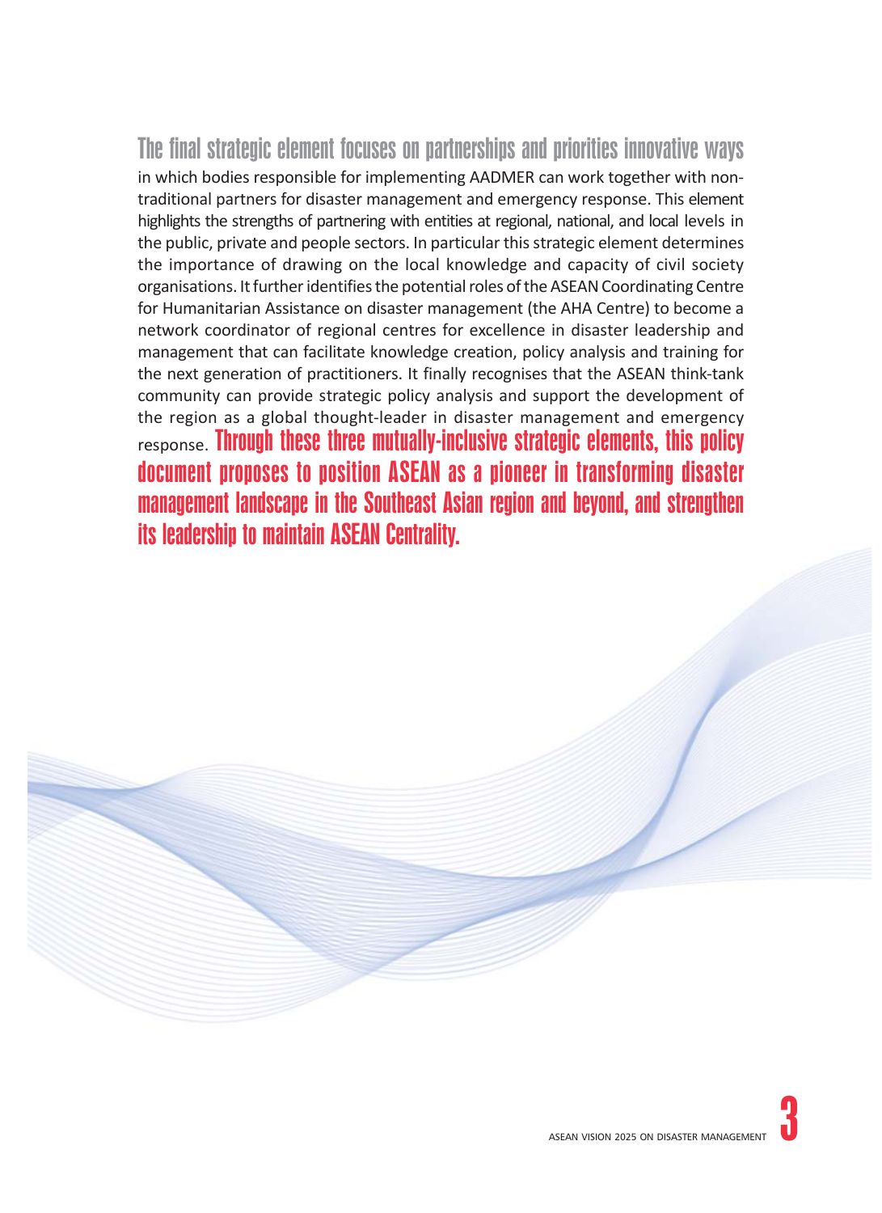**The final strategic element focuses on partnerships and priorities innovative ways** in which bodies responsible for implementing AADMER can work together with non-traditional partners for disaster management and emergency response. This element highlights the strengths of partnering with entities at regional, national, and local levels in the public, private and people sectors. In particular this strategic element determines the importance of drawing on the local knowledge and capacity of civil society organisations. It further identifies the potential roles of the ASEAN Coordinating Centre for Humanitarian Assistance on disaster management (the AHA Centre) to become a network coordinator of regional centres for excellence in disaster leadership and management that can facilitate knowledge creation, policy analysis and training for the next generation of practitioners. It finally recognises that the ASEAN think-tank community can provide strategic policy analysis and support the development of the region as a global thought-leader in disaster management and emergency response. **Through these three mutually-inclusive strategic elements, this policy document proposes to position ASEAN as a pioneer in transforming disaster management landscape in the Southeast Asian region and beyond, and strengthen its leadership to maintain ASEAN Centrality.**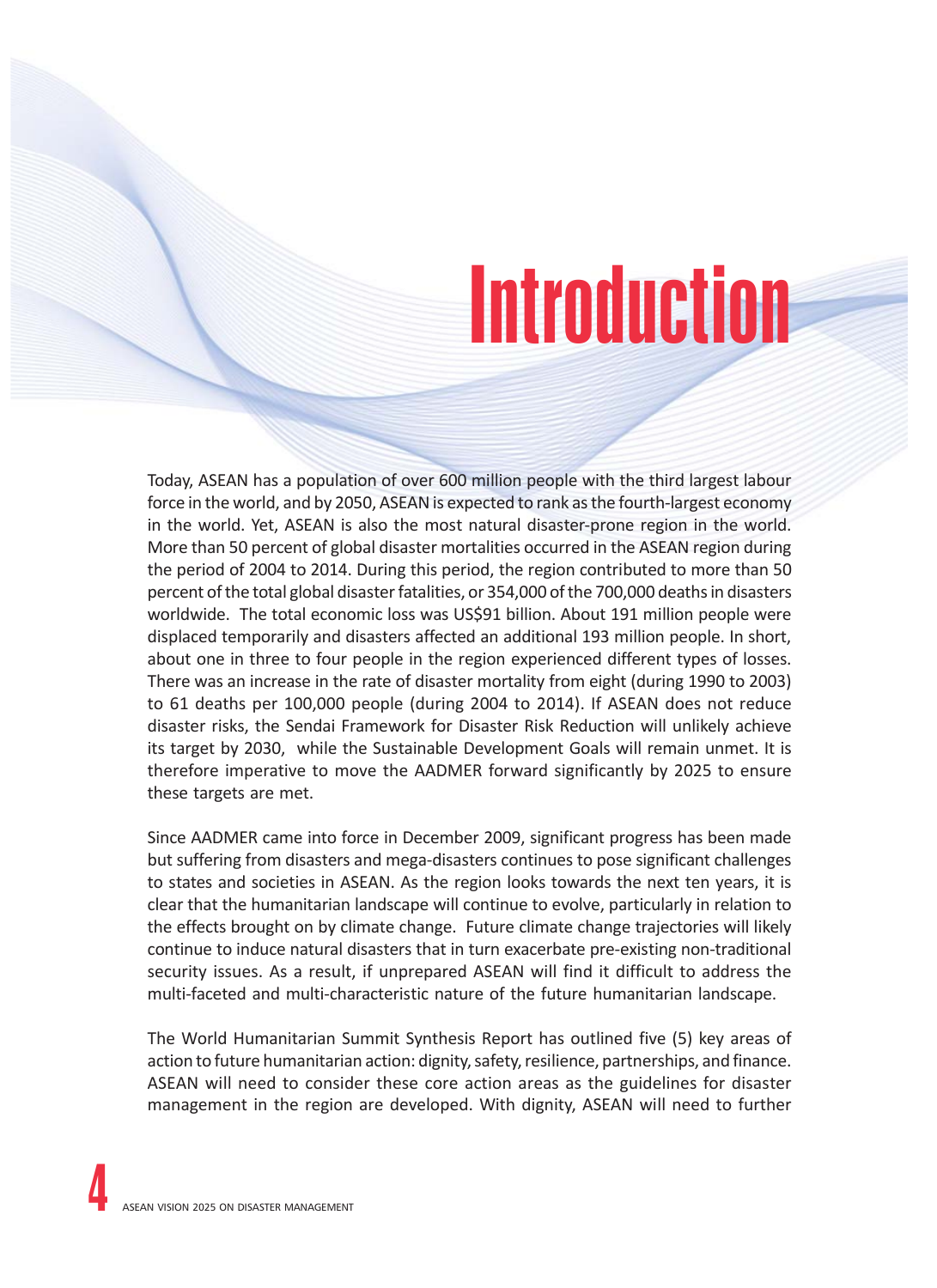# Introduction

Today, ASEAN has a population of over 600 million people with the third largest labour force in the world, and by 2050, ASEAN is expected to rank as the fourth-largest economy in the world. Yet, ASEAN is also the most natural disaster-prone region in the world. More than 50 percent of global disaster mortalities occurred in the ASEAN region during the period of 2004 to 2014. During this period, the region contributed to more than 50 percent of the total global disaster fatalities, or 354,000 of the 700,000 deaths in disasters worldwide. The total economic loss was US$91 billion. About 191 million people were displaced temporarily and disasters affected an additional 193 million people. In short, about one in three to four people in the region experienced different types of losses. There was an increase in the rate of disaster mortality from eight (during 1990 to 2003) to 61 deaths per 100,000 people (during 2004 to 2014). If ASEAN does not reduce disaster risks, the Sendai Framework for Disaster Risk Reduction will unlikely achieve its target by 2030, while the Sustainable Development Goals will remain unmet. It is therefore imperative to move the AADMER forward significantly by 2025 to ensure these targets are met.

Since AADMER came into force in December 2009, significant progress has been made but suffering from disasters and mega-disasters continues to pose significant challenges to states and societies in ASEAN. As the region looks towards the next ten years, it is clear that the humanitarian landscape will continue to evolve, particularly in relation to the effects brought on by climate change. Future climate change trajectories will likely continue to induce natural disasters that in turn exacerbate pre-existing non-traditional security issues. As a result, if unprepared ASEAN will find it difficult to address the multi-faceted and multi-characteristic nature of the future humanitarian landscape.

The World Humanitarian Summit Synthesis Report has outlined five (5) key areas of action to future humanitarian action: dignity, safety, resilience, partnerships, and finance. ASEAN will need to consider these core action areas as the guidelines for disaster management in the region are developed. With dignity, ASEAN will need to further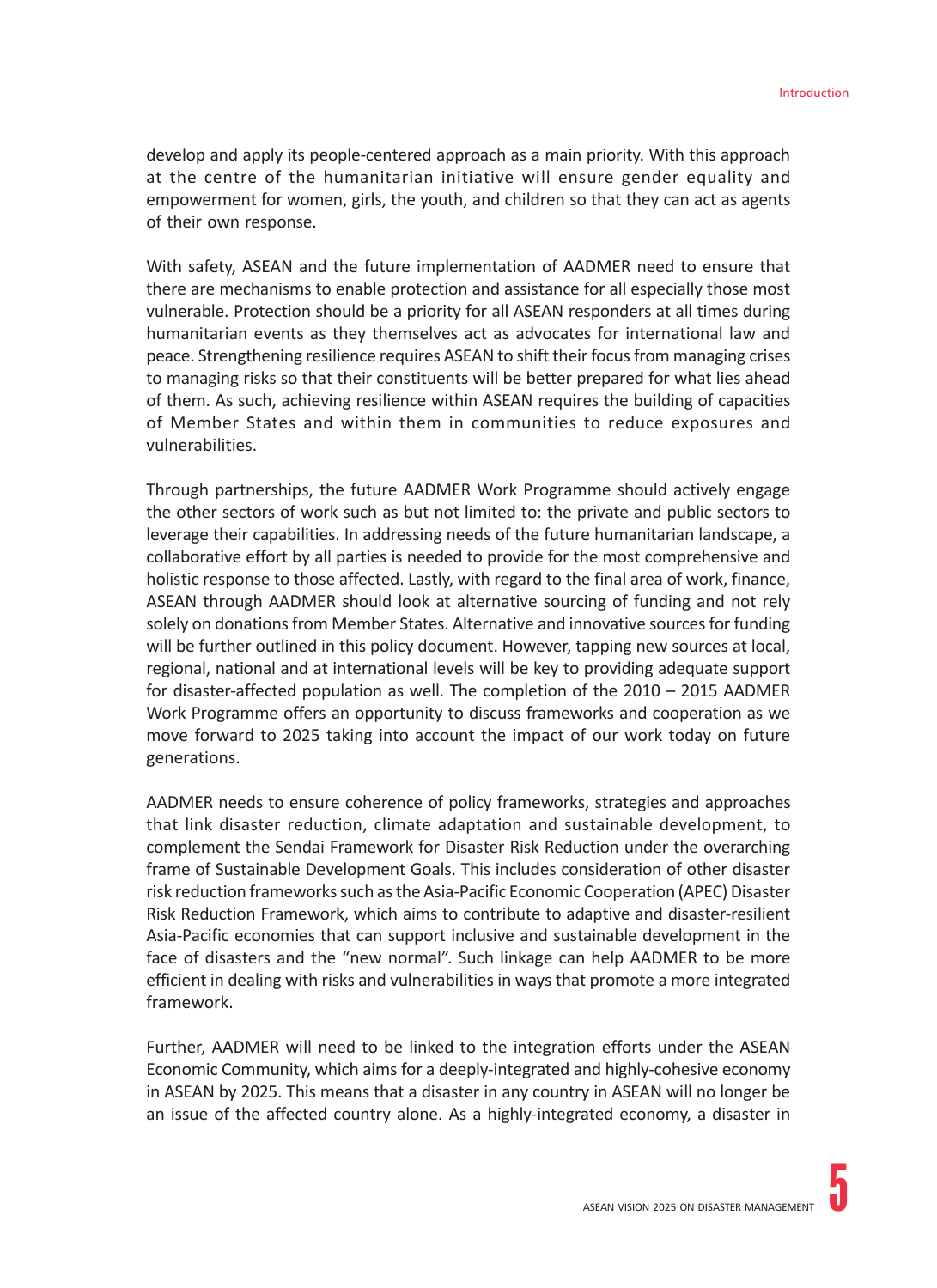develop and apply its people-centered approach as a main priority. With this approach at the centre of the humanitarian initiative will ensure gender equality and empowerment for women, girls, the youth, and children so that they can act as agents of their own response.

With safety, ASEAN and the future implementation of AADMER need to ensure that there are mechanisms to enable protection and assistance for all especially those most vulnerable. Protection should be a priority for all ASEAN responders at all times during humanitarian events as they themselves act as advocates for international law and peace. Strengthening resilience requires ASEAN to shift their focus from managing crises to managing risks so that their constituents will be better prepared for what lies ahead of them. As such, achieving resilience within ASEAN requires the building of capacities of Member States and within them in communities to reduce exposures and vulnerabilities.

Through partnerships, the future AADMER Work Programme should actively engage the other sectors of work such as but not limited to: the private and public sectors to leverage their capabilities. In addressing needs of the future humanitarian landscape, a collaborative effort by all parties is needed to provide for the most comprehensive and holistic response to those affected. Lastly, with regard to the final area of work, finance, ASEAN through AADMER should look at alternative sourcing of funding and not rely solely on donations from Member States. Alternative and innovative sources for funding will be further outlined in this policy document. However, tapping new sources at local, regional, national and at international levels will be key to providing adequate support for disaster-affected population as well. The completion of the 2010 – 2015 AADMER Work Programme offers an opportunity to discuss frameworks and cooperation as we move forward to 2025 taking into account the impact of our work today on future generations.

AADMER needs to ensure coherence of policy frameworks, strategies and approaches that link disaster reduction, climate adaptation and sustainable development, to complement the Sendai Framework for Disaster Risk Reduction under the overarching frame of Sustainable Development Goals. This includes consideration of other disaster risk reduction frameworks such as the Asia-Pacific Economic Cooperation (APEC) Disaster Risk Reduction Framework, which aims to contribute to adaptive and disaster-resilient Asia-Pacific economies that can support inclusive and sustainable development in the face of disasters and the "new normal". Such linkage can help AADMER to be more efficient in dealing with risks and vulnerabilities in ways that promote a more integrated framework.

Further, AADMER will need to be linked to the integration efforts under the ASEAN Economic Community, which aims for a deeply-integrated and highly-cohesive economy in ASEAN by 2025. This means that a disaster in any country in ASEAN will no longer be an issue of the affected country alone. As a highly-integrated economy, a disaster in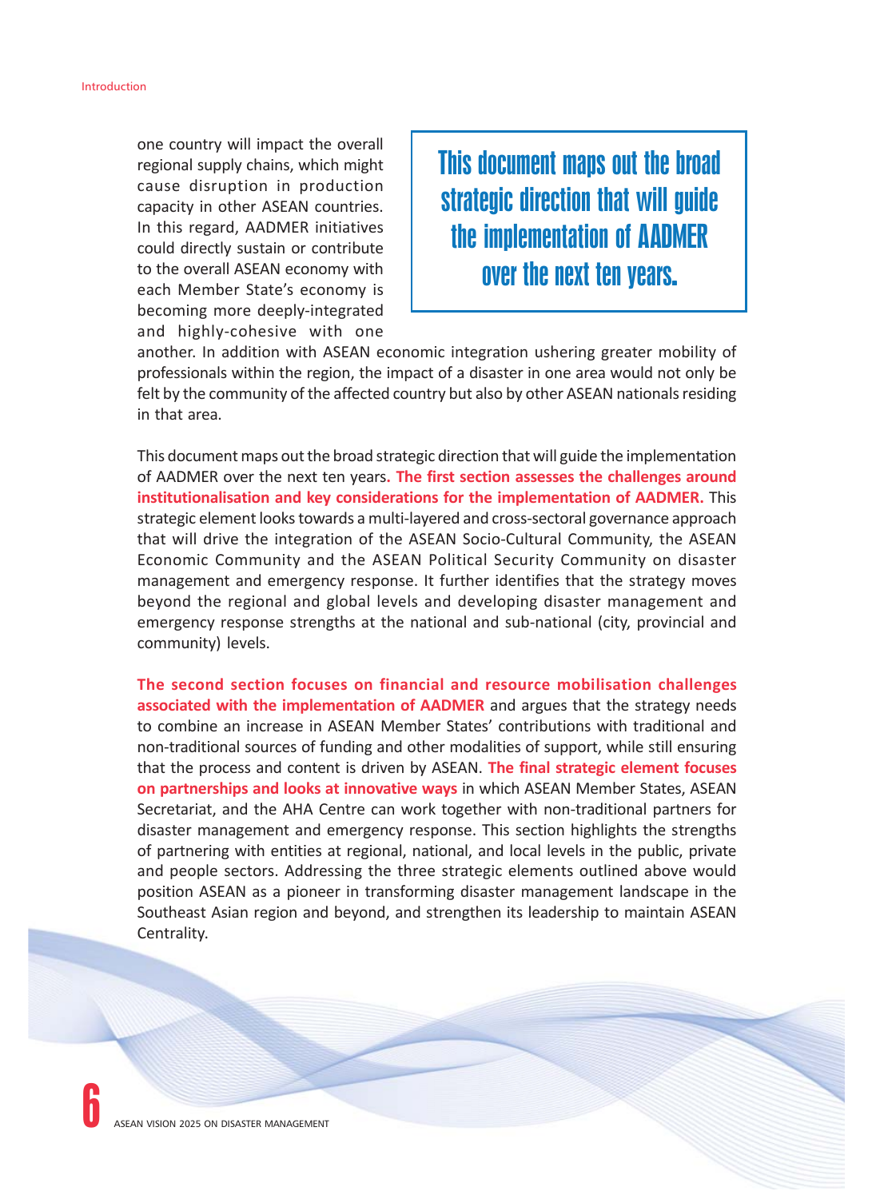one country will impact the overall regional supply chains, which might cause disruption in production capacity in other ASEAN countries. In this regard, AADMER initiatives could directly sustain or contribute to the overall ASEAN economy with each Member State's economy is becoming more deeply-integrated and highly-cohesive with one another. In addition with ASEAN economic integration ushering greater mobility of professionals within the region, the impact of a disaster in one area would not only be felt by the community of the affected country but also by other ASEAN nationals residing in that area.

> **This document maps out the broad strategic direction that will guide the implementation of AADMER over the next ten years.**

This document maps out the broad strategic direction that will guide the implementation of AADMER over the next ten years**. The first section assesses the challenges around institutionalisation and key considerations for the implementation of AADMER.** This strategic element looks towards a multi-layered and cross-sectoral governance approach that will drive the integration of the ASEAN Socio-Cultural Community, the ASEAN Economic Community and the ASEAN Political Security Community on disaster management and emergency response. It further identifies that the strategy moves beyond the regional and global levels and developing disaster management and emergency response strengths at the national and sub-national (city, provincial and community) levels.

**The second section focuses on financial and resource mobilisation challenges associated with the implementation of AADMER** and argues that the strategy needs to combine an increase in ASEAN Member States' contributions with traditional and non-traditional sources of funding and other modalities of support, while still ensuring that the process and content is driven by ASEAN. **The final strategic element focuses on partnerships and looks at innovative ways** in which ASEAN Member States, ASEAN Secretariat, and the AHA Centre can work together with non-traditional partners for disaster management and emergency response. This section highlights the strengths of partnering with entities at regional, national, and local levels in the public, private and people sectors. Addressing the three strategic elements outlined above would position ASEAN as a pioneer in transforming disaster management landscape in the Southeast Asian region and beyond, and strengthen its leadership to maintain ASEAN Centrality.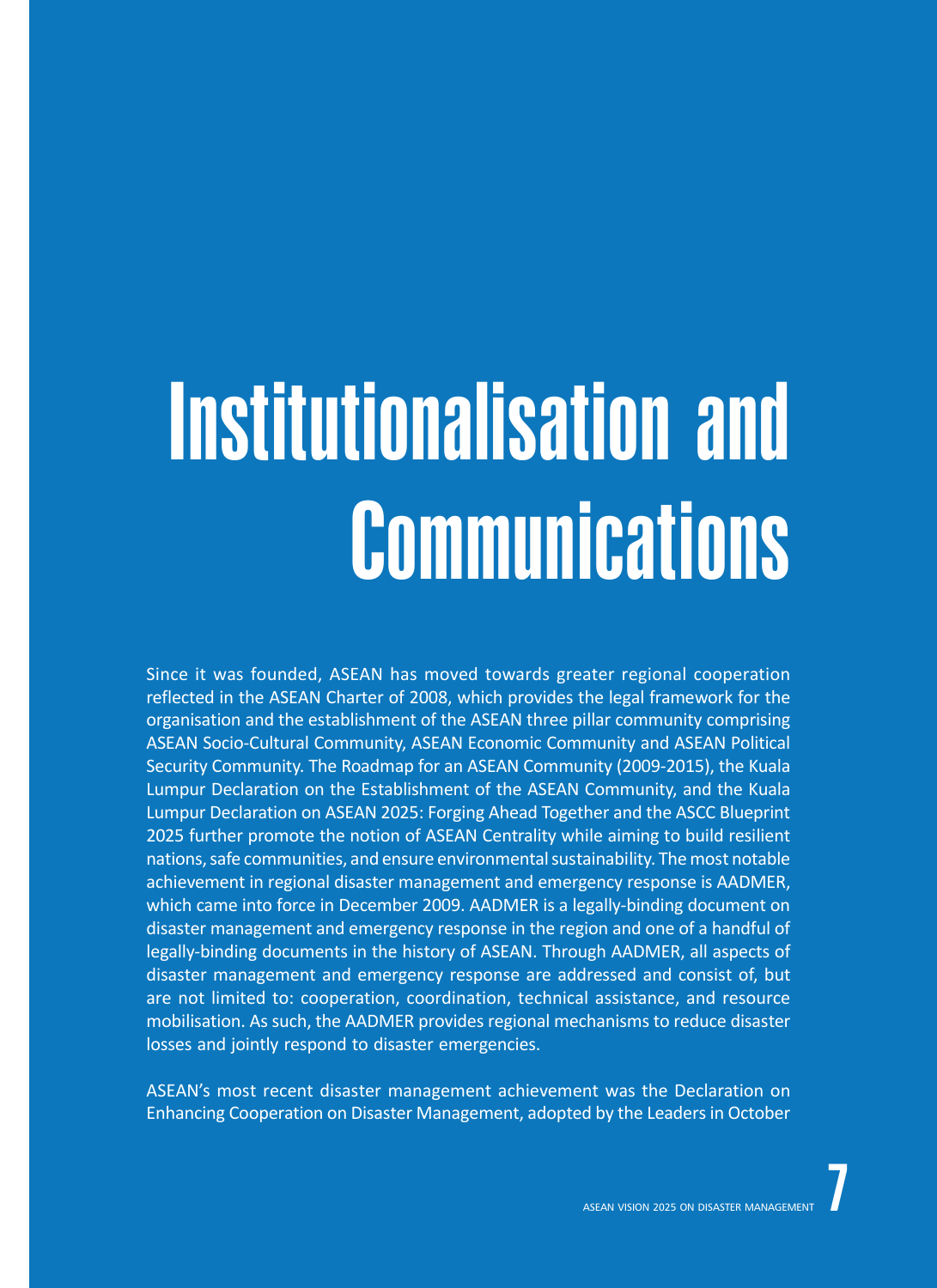# Institutionalisation and Communications

Since it was founded, ASEAN has moved towards greater regional cooperation reflected in the ASEAN Charter of 2008, which provides the legal framework for the organisation and the establishment of the ASEAN three pillar community comprising ASEAN Socio-Cultural Community, ASEAN Economic Community and ASEAN Political Security Community. The Roadmap for an ASEAN Community (2009-2015), the Kuala Lumpur Declaration on the Establishment of the ASEAN Community, and the Kuala Lumpur Declaration on ASEAN 2025: Forging Ahead Together and the ASCC Blueprint 2025 further promote the notion of ASEAN Centrality while aiming to build resilient nations, safe communities, and ensure environmental sustainability. The most notable achievement in regional disaster management and emergency response is AADMER, which came into force in December 2009. AADMER is a legally-binding document on disaster management and emergency response in the region and one of a handful of legally-binding documents in the history of ASEAN. Through AADMER, all aspects of disaster management and emergency response are addressed and consist of, but are not limited to: cooperation, coordination, technical assistance, and resource mobilisation. As such, the AADMER provides regional mechanisms to reduce disaster losses and jointly respond to disaster emergencies.

ASEAN's most recent disaster management achievement was the Declaration on Enhancing Cooperation on Disaster Management, adopted by the Leaders in October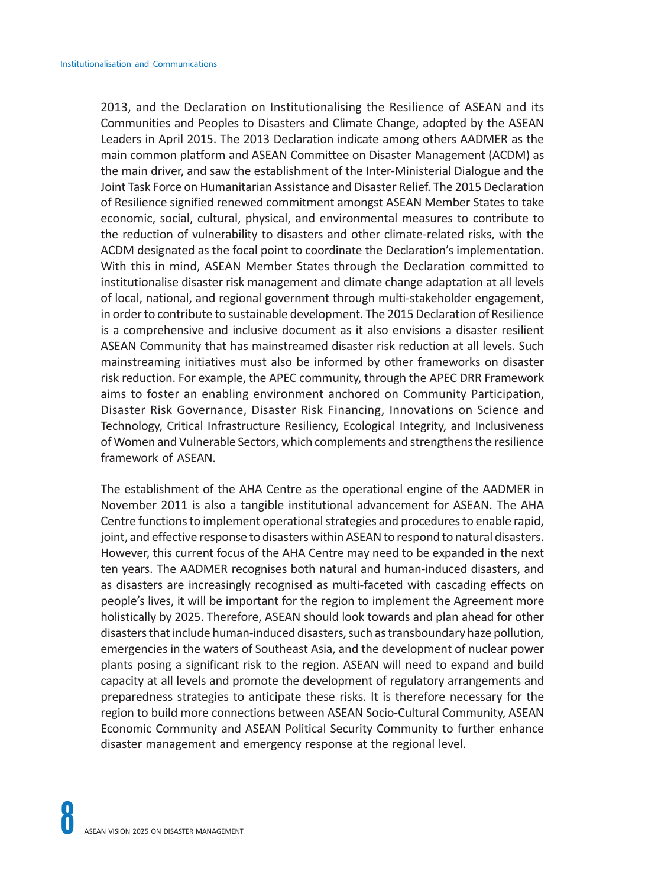2013, and the Declaration on Institutionalising the Resilience of ASEAN and its Communities and Peoples to Disasters and Climate Change, adopted by the ASEAN Leaders in April 2015. The 2013 Declaration indicate among others AADMER as the main common platform and ASEAN Committee on Disaster Management (ACDM) as the main driver, and saw the establishment of the Inter-Ministerial Dialogue and the Joint Task Force on Humanitarian Assistance and Disaster Relief. The 2015 Declaration of Resilience signified renewed commitment amongst ASEAN Member States to take economic, social, cultural, physical, and environmental measures to contribute to the reduction of vulnerability to disasters and other climate-related risks, with the ACDM designated as the focal point to coordinate the Declaration's implementation. With this in mind, ASEAN Member States through the Declaration committed to institutionalise disaster risk management and climate change adaptation at all levels of local, national, and regional government through multi-stakeholder engagement, in order to contribute to sustainable development. The 2015 Declaration of Resilience is a comprehensive and inclusive document as it also envisions a disaster resilient ASEAN Community that has mainstreamed disaster risk reduction at all levels. Such mainstreaming initiatives must also be informed by other frameworks on disaster risk reduction. For example, the APEC community, through the APEC DRR Framework aims to foster an enabling environment anchored on Community Participation, Disaster Risk Governance, Disaster Risk Financing, Innovations on Science and Technology, Critical Infrastructure Resiliency, Ecological Integrity, and Inclusiveness of Women and Vulnerable Sectors, which complements and strengthens the resilience framework of ASEAN.

The establishment of the AHA Centre as the operational engine of the AADMER in November 2011 is also a tangible institutional advancement for ASEAN. The AHA Centre functions to implement operational strategies and procedures to enable rapid, joint, and effective response to disasters within ASEAN to respond to natural disasters. However, this current focus of the AHA Centre may need to be expanded in the next ten years. The AADMER recognises both natural and human-induced disasters, and as disasters are increasingly recognised as multi-faceted with cascading effects on people's lives, it will be important for the region to implement the Agreement more holistically by 2025. Therefore, ASEAN should look towards and plan ahead for other disasters that include human-induced disasters, such as transboundary haze pollution, emergencies in the waters of Southeast Asia, and the development of nuclear power plants posing a significant risk to the region. ASEAN will need to expand and build capacity at all levels and promote the development of regulatory arrangements and preparedness strategies to anticipate these risks. It is therefore necessary for the region to build more connections between ASEAN Socio-Cultural Community, ASEAN Economic Community and ASEAN Political Security Community to further enhance disaster management and emergency response at the regional level.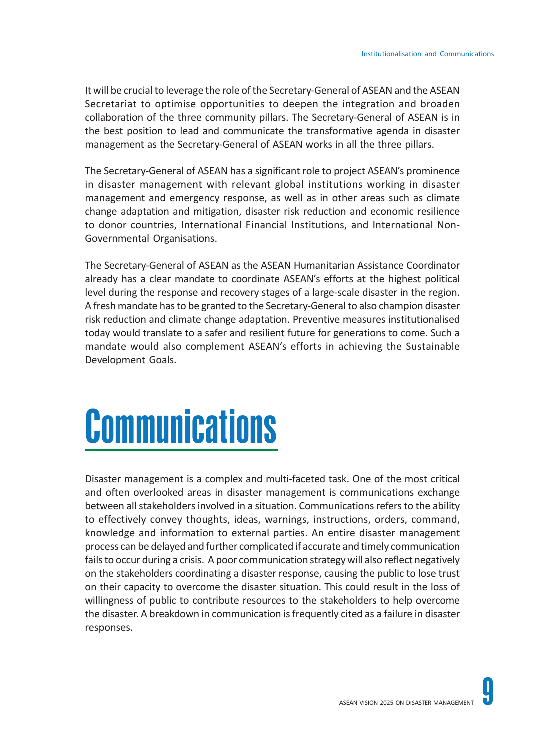It will be crucial to leverage the role of the Secretary-General of ASEAN and the ASEAN Secretariat to optimise opportunities to deepen the integration and broaden collaboration of the three community pillars. The Secretary-General of ASEAN is in the best position to lead and communicate the transformative agenda in disaster management as the Secretary-General of ASEAN works in all the three pillars.

The Secretary-General of ASEAN has a significant role to project ASEAN's prominence in disaster management with relevant global institutions working in disaster management and emergency response, as well as in other areas such as climate change adaptation and mitigation, disaster risk reduction and economic resilience to donor countries, International Financial Institutions, and International Non-Governmental Organisations.

The Secretary-General of ASEAN as the ASEAN Humanitarian Assistance Coordinator already has a clear mandate to coordinate ASEAN's efforts at the highest political level during the response and recovery stages of a large-scale disaster in the region. A fresh mandate has to be granted to the Secretary-General to also champion disaster risk reduction and climate change adaptation. Preventive measures institutionalised today would translate to a safer and resilient future for generations to come. Such a mandate would also complement ASEAN's efforts in achieving the Sustainable Development Goals.

# Communications

Disaster management is a complex and multi-faceted task. One of the most critical and often overlooked areas in disaster management is communications exchange between all stakeholders involved in a situation. Communications refers to the ability to effectively convey thoughts, ideas, warnings, instructions, orders, command, knowledge and information to external parties. An entire disaster management process can be delayed and further complicated if accurate and timely communication fails to occur during a crisis. A poor communication strategy will also reflect negatively on the stakeholders coordinating a disaster response, causing the public to lose trust on their capacity to overcome the disaster situation. This could result in the loss of willingness of public to contribute resources to the stakeholders to help overcome the disaster. A breakdown in communication is frequently cited as a failure in disaster responses.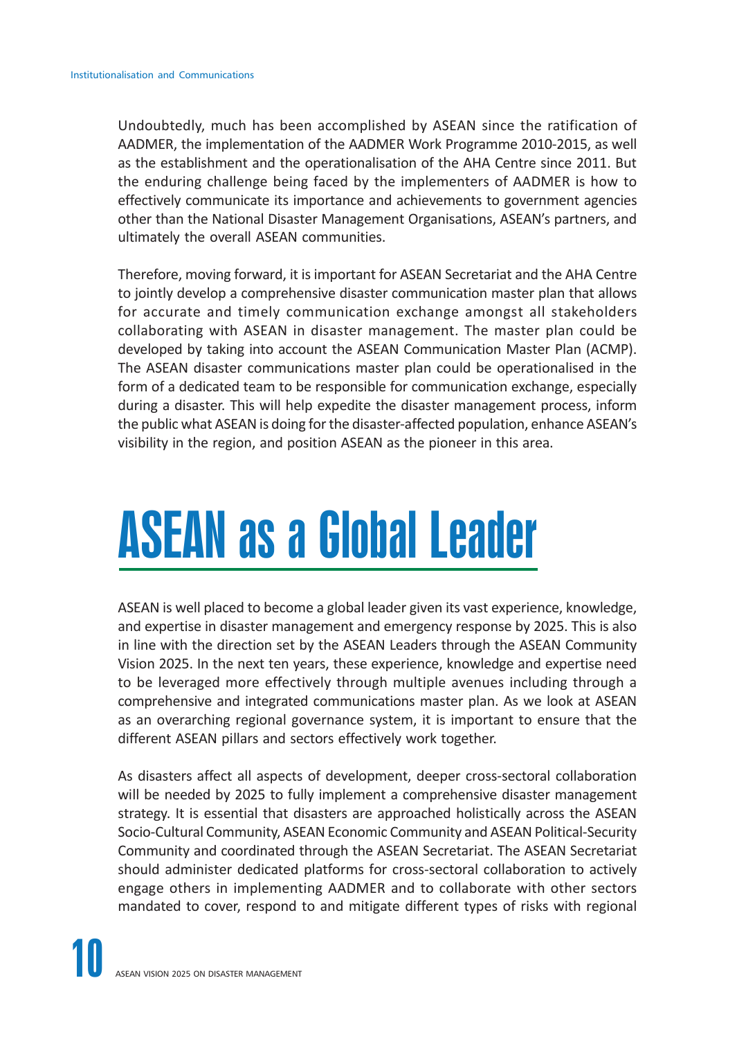Undoubtedly, much has been accomplished by ASEAN since the ratification of AADMER, the implementation of the AADMER Work Programme 2010-2015, as well as the establishment and the operationalisation of the AHA Centre since 2011. But the enduring challenge being faced by the implementers of AADMER is how to effectively communicate its importance and achievements to government agencies other than the National Disaster Management Organisations, ASEAN's partners, and ultimately the overall ASEAN communities.

Therefore, moving forward, it is important for ASEAN Secretariat and the AHA Centre to jointly develop a comprehensive disaster communication master plan that allows for accurate and timely communication exchange amongst all stakeholders collaborating with ASEAN in disaster management. The master plan could be developed by taking into account the ASEAN Communication Master Plan (ACMP). The ASEAN disaster communications master plan could be operationalised in the form of a dedicated team to be responsible for communication exchange, especially during a disaster. This will help expedite the disaster management process, inform the public what ASEAN is doing for the disaster-affected population, enhance ASEAN's visibility in the region, and position ASEAN as the pioneer in this area.

# ASEAN as a Global Leader

ASEAN is well placed to become a global leader given its vast experience, knowledge, and expertise in disaster management and emergency response by 2025. This is also in line with the direction set by the ASEAN Leaders through the ASEAN Community Vision 2025. In the next ten years, these experience, knowledge and expertise need to be leveraged more effectively through multiple avenues including through a comprehensive and integrated communications master plan. As we look at ASEAN as an overarching regional governance system, it is important to ensure that the different ASEAN pillars and sectors effectively work together.

As disasters affect all aspects of development, deeper cross-sectoral collaboration will be needed by 2025 to fully implement a comprehensive disaster management strategy. It is essential that disasters are approached holistically across the ASEAN Socio-Cultural Community, ASEAN Economic Community and ASEAN Political-Security Community and coordinated through the ASEAN Secretariat. The ASEAN Secretariat should administer dedicated platforms for cross-sectoral collaboration to actively engage others in implementing AADMER and to collaborate with other sectors mandated to cover, respond to and mitigate different types of risks with regional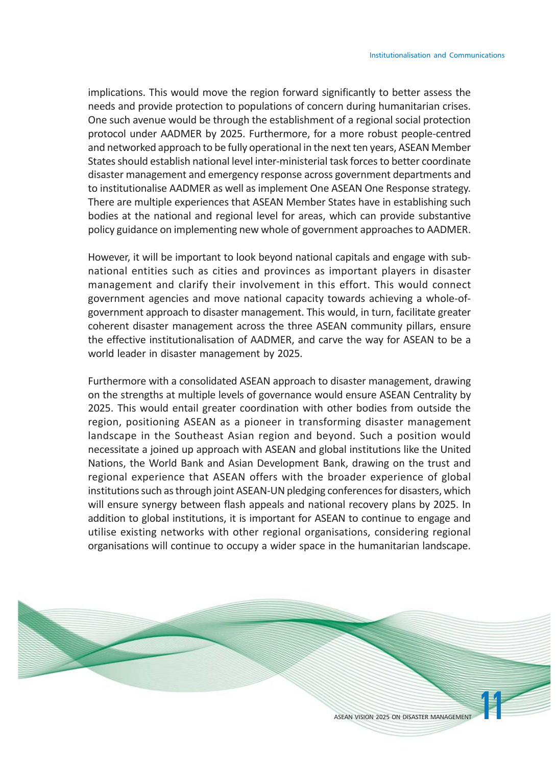implications. This would move the region forward significantly to better assess the needs and provide protection to populations of concern during humanitarian crises. One such avenue would be through the establishment of a regional social protection protocol under AADMER by 2025. Furthermore, for a more robust people-centred and networked approach to be fully operational in the next ten years, ASEAN Member States should establish national level inter-ministerial task forces to better coordinate disaster management and emergency response across government departments and to institutionalise AADMER as well as implement One ASEAN One Response strategy. There are multiple experiences that ASEAN Member States have in establishing such bodies at the national and regional level for areas, which can provide substantive policy guidance on implementing new whole of government approaches to AADMER.

However, it will be important to look beyond national capitals and engage with sub-national entities such as cities and provinces as important players in disaster management and clarify their involvement in this effort. This would connect government agencies and move national capacity towards achieving a whole-of-government approach to disaster management. This would, in turn, facilitate greater coherent disaster management across the three ASEAN community pillars, ensure the effective institutionalisation of AADMER, and carve the way for ASEAN to be a world leader in disaster management by 2025.

Furthermore with a consolidated ASEAN approach to disaster management, drawing on the strengths at multiple levels of governance would ensure ASEAN Centrality by 2025. This would entail greater coordination with other bodies from outside the region, positioning ASEAN as a pioneer in transforming disaster management landscape in the Southeast Asian region and beyond. Such a position would necessitate a joined up approach with ASEAN and global institutions like the United Nations, the World Bank and Asian Development Bank, drawing on the trust and regional experience that ASEAN offers with the broader experience of global institutions such as through joint ASEAN-UN pledging conferences for disasters, which will ensure synergy between flash appeals and national recovery plans by 2025. In addition to global institutions, it is important for ASEAN to continue to engage and utilise existing networks with other regional organisations, considering regional organisations will continue to occupy a wider space in the humanitarian landscape.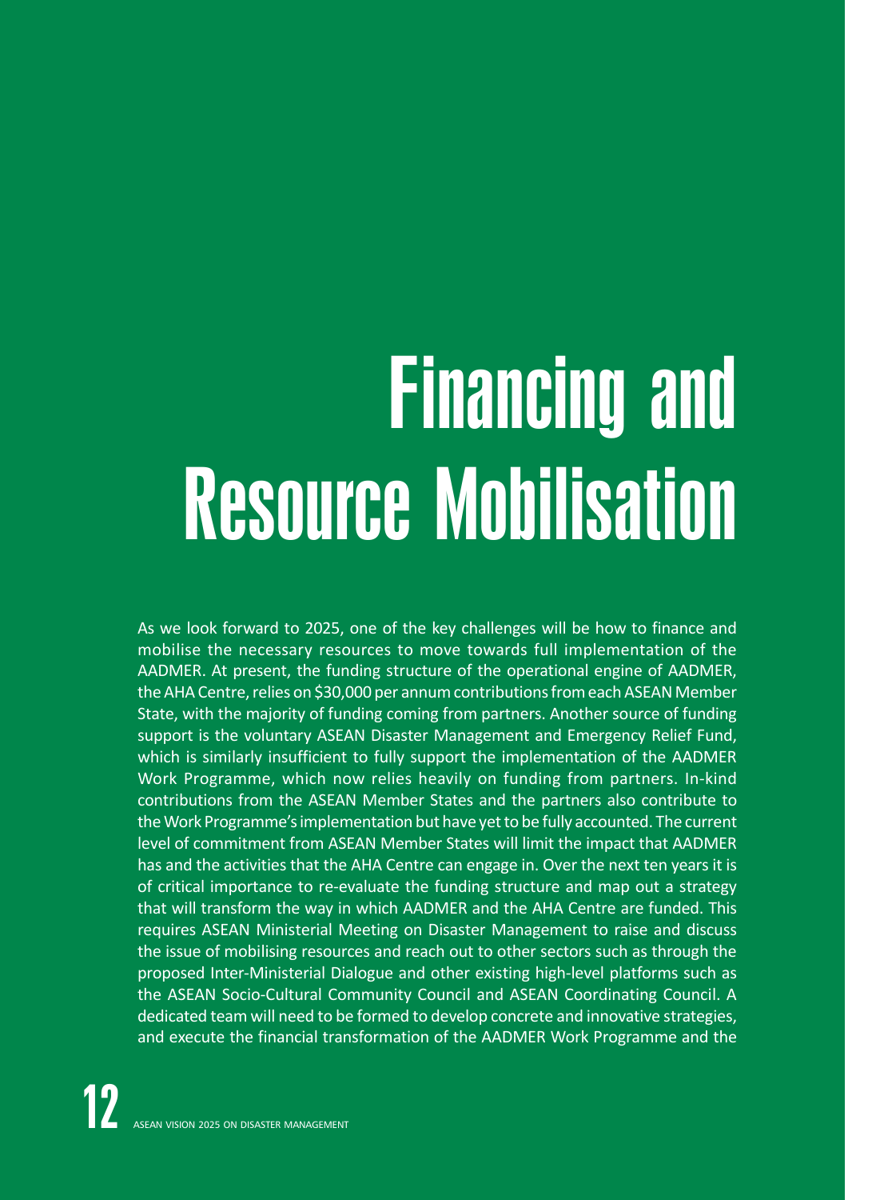# Financing and Resource Mobilisation

As we look forward to 2025, one of the key challenges will be how to finance and mobilise the necessary resources to move towards full implementation of the AADMER. At present, the funding structure of the operational engine of AADMER, the AHA Centre, relies on $30,000 per annum contributions from each ASEAN Member State, with the majority of funding coming from partners. Another source of funding support is the voluntary ASEAN Disaster Management and Emergency Relief Fund, which is similarly insufficient to fully support the implementation of the AADMER Work Programme, which now relies heavily on funding from partners. In-kind contributions from the ASEAN Member States and the partners also contribute to the Work Programme's implementation but have yet to be fully accounted. The current level of commitment from ASEAN Member States will limit the impact that AADMER has and the activities that the AHA Centre can engage in. Over the next ten years it is of critical importance to re-evaluate the funding structure and map out a strategy that will transform the way in which AADMER and the AHA Centre are funded. This requires ASEAN Ministerial Meeting on Disaster Management to raise and discuss the issue of mobilising resources and reach out to other sectors such as through the proposed Inter-Ministerial Dialogue and other existing high-level platforms such as the ASEAN Socio-Cultural Community Council and ASEAN Coordinating Council. A dedicated team will need to be formed to develop concrete and innovative strategies, and execute the financial transformation of the AADMER Work Programme and the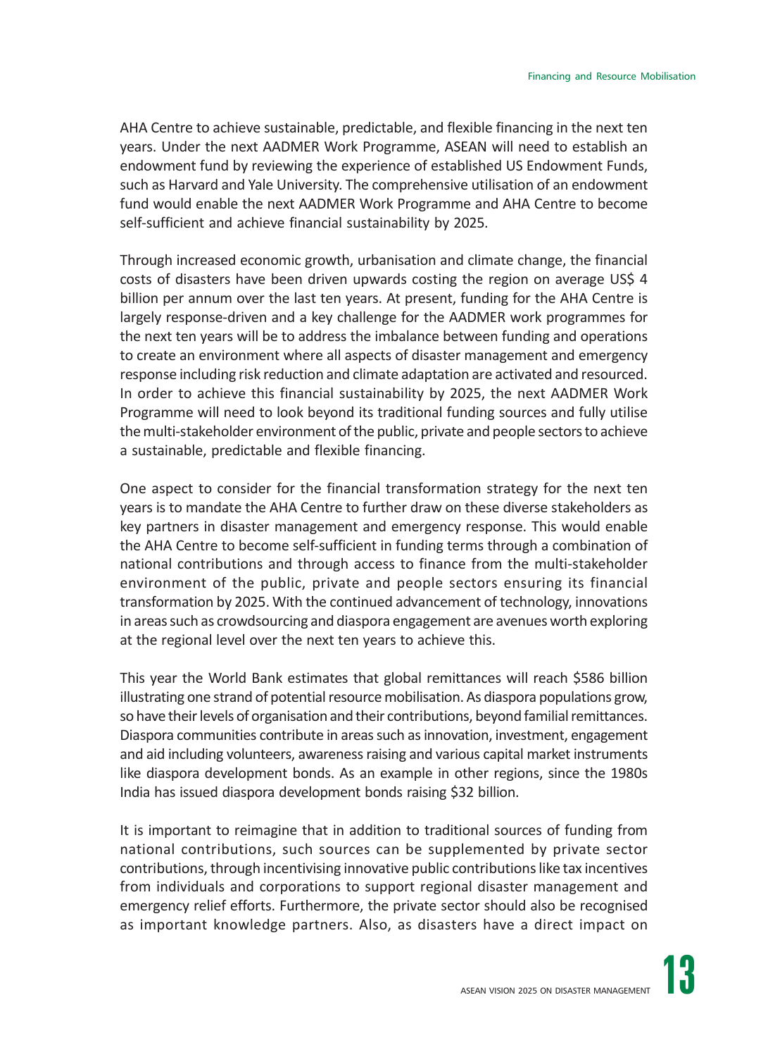AHA Centre to achieve sustainable, predictable, and flexible financing in the next ten years. Under the next AADMER Work Programme, ASEAN will need to establish an endowment fund by reviewing the experience of established US Endowment Funds, such as Harvard and Yale University. The comprehensive utilisation of an endowment fund would enable the next AADMER Work Programme and AHA Centre to become self-sufficient and achieve financial sustainability by 2025.

Through increased economic growth, urbanisation and climate change, the financial costs of disasters have been driven upwards costing the region on average US$ 4 billion per annum over the last ten years. At present, funding for the AHA Centre is largely response-driven and a key challenge for the AADMER work programmes for the next ten years will be to address the imbalance between funding and operations to create an environment where all aspects of disaster management and emergency response including risk reduction and climate adaptation are activated and resourced. In order to achieve this financial sustainability by 2025, the next AADMER Work Programme will need to look beyond its traditional funding sources and fully utilise the multi-stakeholder environment of the public, private and people sectors to achieve a sustainable, predictable and flexible financing.

One aspect to consider for the financial transformation strategy for the next ten years is to mandate the AHA Centre to further draw on these diverse stakeholders as key partners in disaster management and emergency response. This would enable the AHA Centre to become self-sufficient in funding terms through a combination of national contributions and through access to finance from the multi-stakeholder environment of the public, private and people sectors ensuring its financial transformation by 2025. With the continued advancement of technology, innovations in areas such as crowdsourcing and diaspora engagement are avenues worth exploring at the regional level over the next ten years to achieve this.

This year the World Bank estimates that global remittances will reach $586 billion illustrating one strand of potential resource mobilisation. As diaspora populations grow, so have their levels of organisation and their contributions, beyond familial remittances. Diaspora communities contribute in areas such as innovation, investment, engagement and aid including volunteers, awareness raising and various capital market instruments like diaspora development bonds. As an example in other regions, since the 1980s India has issued diaspora development bonds raising $32 billion.

It is important to reimagine that in addition to traditional sources of funding from national contributions, such sources can be supplemented by private sector contributions, through incentivising innovative public contributions like tax incentives from individuals and corporations to support regional disaster management and emergency relief efforts. Furthermore, the private sector should also be recognised as important knowledge partners. Also, as disasters have a direct impact on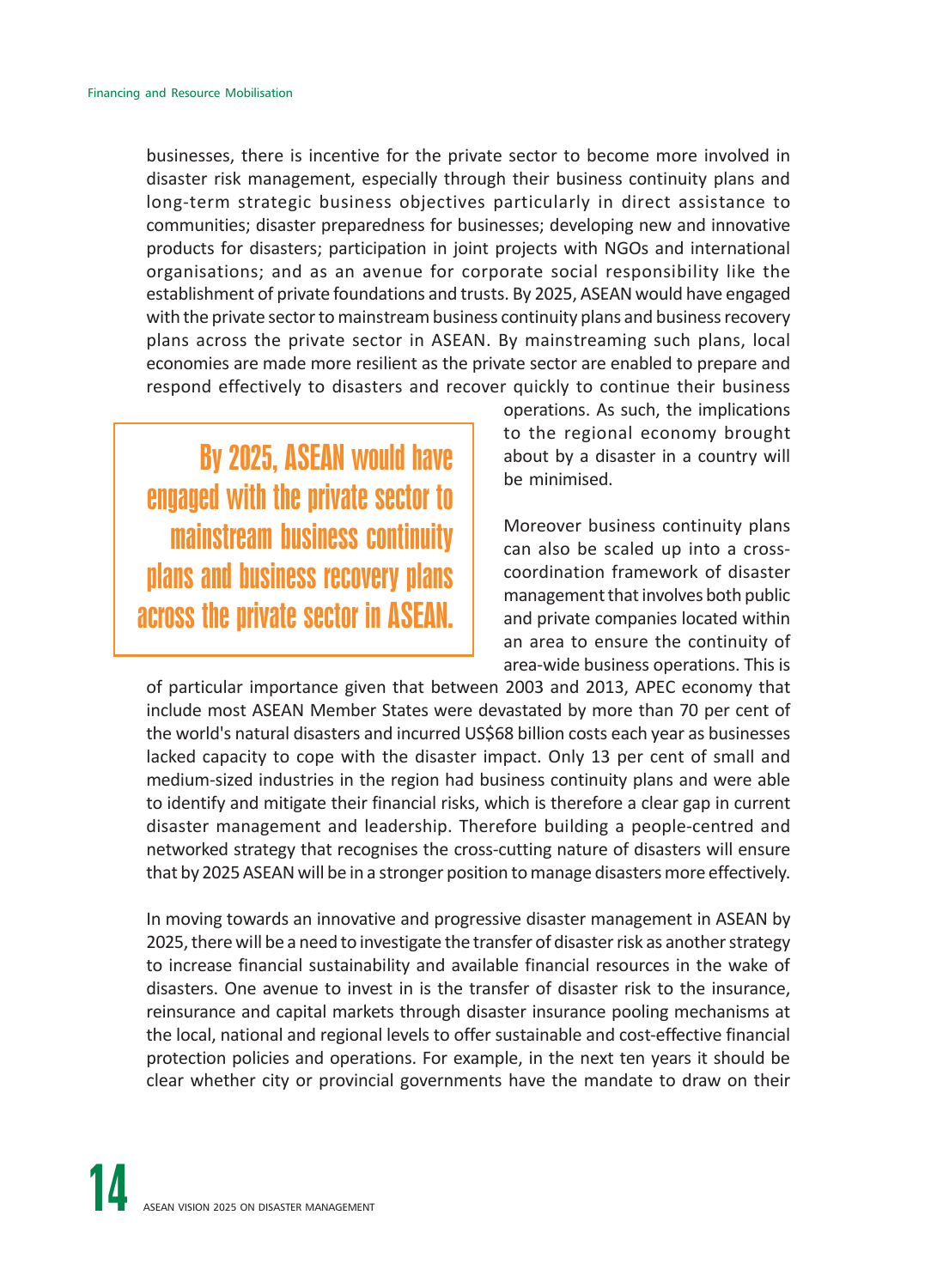businesses, there is incentive for the private sector to become more involved in disaster risk management, especially through their business continuity plans and long-term strategic business objectives particularly in direct assistance to communities; disaster preparedness for businesses; developing new and innovative products for disasters; participation in joint projects with NGOs and international organisations; and as an avenue for corporate social responsibility like the establishment of private foundations and trusts. By 2025, ASEAN would have engaged with the private sector to mainstream business continuity plans and business recovery plans across the private sector in ASEAN. By mainstreaming such plans, local economies are made more resilient as the private sector are enabled to prepare and respond effectively to disasters and recover quickly to continue their business operations. As such, the implications to the regional economy brought about by a disaster in a country will be minimised.

> **By 2025, ASEAN would have engaged with the private sector to mainstream business continuity plans and business recovery plans across the private sector in ASEAN.**

Moreover business continuity plans can also be scaled up into a cross-coordination framework of disaster management that involves both public and private companies located within an area to ensure the continuity of area-wide business operations. This is of particular importance given that between 2003 and 2013, APEC economy that include most ASEAN Member States were devastated by more than 70 per cent of the world's natural disasters and incurred US$68 billion costs each year as businesses lacked capacity to cope with the disaster impact. Only 13 per cent of small and medium-sized industries in the region had business continuity plans and were able to identify and mitigate their financial risks, which is therefore a clear gap in current disaster management and leadership. Therefore building a people-centred and networked strategy that recognises the cross-cutting nature of disasters will ensure that by 2025 ASEAN will be in a stronger position to manage disasters more effectively.

In moving towards an innovative and progressive disaster management in ASEAN by 2025, there will be a need to investigate the transfer of disaster risk as another strategy to increase financial sustainability and available financial resources in the wake of disasters. One avenue to invest in is the transfer of disaster risk to the insurance, reinsurance and capital markets through disaster insurance pooling mechanisms at the local, national and regional levels to offer sustainable and cost-effective financial protection policies and operations. For example, in the next ten years it should be clear whether city or provincial governments have the mandate to draw on their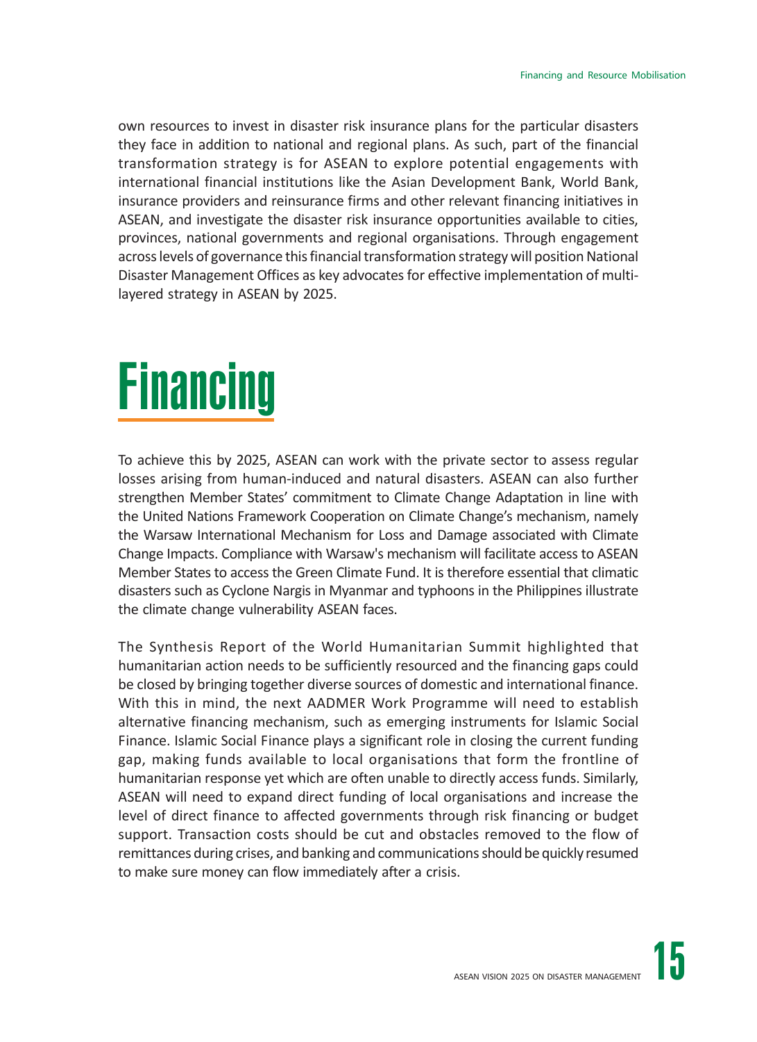own resources to invest in disaster risk insurance plans for the particular disasters they face in addition to national and regional plans. As such, part of the financial transformation strategy is for ASEAN to explore potential engagements with international financial institutions like the Asian Development Bank, World Bank, insurance providers and reinsurance firms and other relevant financing initiatives in ASEAN, and investigate the disaster risk insurance opportunities available to cities, provinces, national governments and regional organisations. Through engagement across levels of governance this financial transformation strategy will position National Disaster Management Offices as key advocates for effective implementation of multi-layered strategy in ASEAN by 2025.

# Financing

To achieve this by 2025, ASEAN can work with the private sector to assess regular losses arising from human-induced and natural disasters. ASEAN can also further strengthen Member States' commitment to Climate Change Adaptation in line with the United Nations Framework Cooperation on Climate Change's mechanism, namely the Warsaw International Mechanism for Loss and Damage associated with Climate Change Impacts. Compliance with Warsaw's mechanism will facilitate access to ASEAN Member States to access the Green Climate Fund. It is therefore essential that climatic disasters such as Cyclone Nargis in Myanmar and typhoons in the Philippines illustrate the climate change vulnerability ASEAN faces.

The Synthesis Report of the World Humanitarian Summit highlighted that humanitarian action needs to be sufficiently resourced and the financing gaps could be closed by bringing together diverse sources of domestic and international finance. With this in mind, the next AADMER Work Programme will need to establish alternative financing mechanism, such as emerging instruments for Islamic Social Finance. Islamic Social Finance plays a significant role in closing the current funding gap, making funds available to local organisations that form the frontline of humanitarian response yet which are often unable to directly access funds. Similarly, ASEAN will need to expand direct funding of local organisations and increase the level of direct finance to affected governments through risk financing or budget support. Transaction costs should be cut and obstacles removed to the flow of remittances during crises, and banking and communications should be quickly resumed to make sure money can flow immediately after a crisis.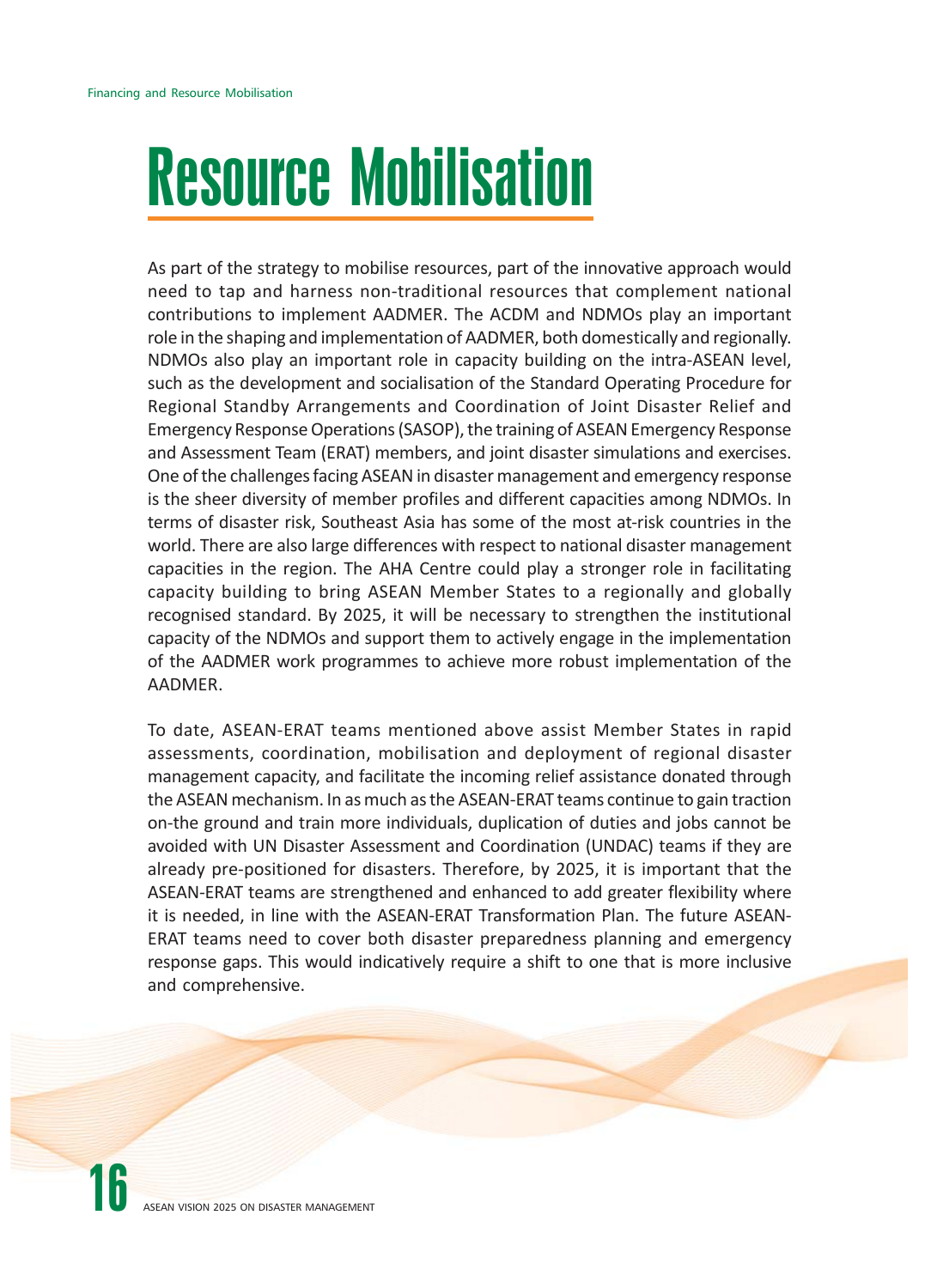# Resource Mobilisation

As part of the strategy to mobilise resources, part of the innovative approach would need to tap and harness non-traditional resources that complement national contributions to implement AADMER. The ACDM and NDMOs play an important role in the shaping and implementation of AADMER, both domestically and regionally. NDMOs also play an important role in capacity building on the intra-ASEAN level, such as the development and socialisation of the Standard Operating Procedure for Regional Standby Arrangements and Coordination of Joint Disaster Relief and Emergency Response Operations (SASOP), the training of ASEAN Emergency Response and Assessment Team (ERAT) members, and joint disaster simulations and exercises. One of the challenges facing ASEAN in disaster management and emergency response is the sheer diversity of member profiles and different capacities among NDMOs. In terms of disaster risk, Southeast Asia has some of the most at-risk countries in the world. There are also large differences with respect to national disaster management capacities in the region. The AHA Centre could play a stronger role in facilitating capacity building to bring ASEAN Member States to a regionally and globally recognised standard. By 2025, it will be necessary to strengthen the institutional capacity of the NDMOs and support them to actively engage in the implementation of the AADMER work programmes to achieve more robust implementation of the AADMER.

To date, ASEAN-ERAT teams mentioned above assist Member States in rapid assessments, coordination, mobilisation and deployment of regional disaster management capacity, and facilitate the incoming relief assistance donated through the ASEAN mechanism. In as much as the ASEAN-ERAT teams continue to gain traction on-the ground and train more individuals, duplication of duties and jobs cannot be avoided with UN Disaster Assessment and Coordination (UNDAC) teams if they are already pre-positioned for disasters. Therefore, by 2025, it is important that the ASEAN-ERAT teams are strengthened and enhanced to add greater flexibility where it is needed, in line with the ASEAN-ERAT Transformation Plan. The future ASEAN-ERAT teams need to cover both disaster preparedness planning and emergency response gaps. This would indicatively require a shift to one that is more inclusive and comprehensive.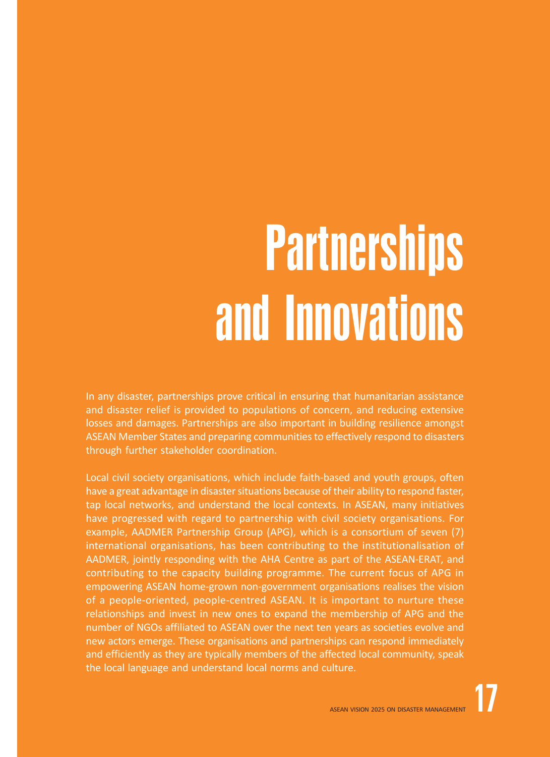# Partnerships and Innovations

In any disaster, partnerships prove critical in ensuring that humanitarian assistance and disaster relief is provided to populations of concern, and reducing extensive losses and damages. Partnerships are also important in building resilience amongst ASEAN Member States and preparing communities to effectively respond to disasters through further stakeholder coordination.

Local civil society organisations, which include faith-based and youth groups, often have a great advantage in disaster situations because of their ability to respond faster, tap local networks, and understand the local contexts. In ASEAN, many initiatives have progressed with regard to partnership with civil society organisations. For example, AADMER Partnership Group (APG), which is a consortium of seven (7) international organisations, has been contributing to the institutionalisation of AADMER, jointly responding with the AHA Centre as part of the ASEAN-ERAT, and contributing to the capacity building programme. The current focus of APG in empowering ASEAN home-grown non-government organisations realises the vision of a people-oriented, people-centred ASEAN. It is important to nurture these relationships and invest in new ones to expand the membership of APG and the number of NGOs affiliated to ASEAN over the next ten years as societies evolve and new actors emerge. These organisations and partnerships can respond immediately and efficiently as they are typically members of the affected local community, speak the local language and understand local norms and culture.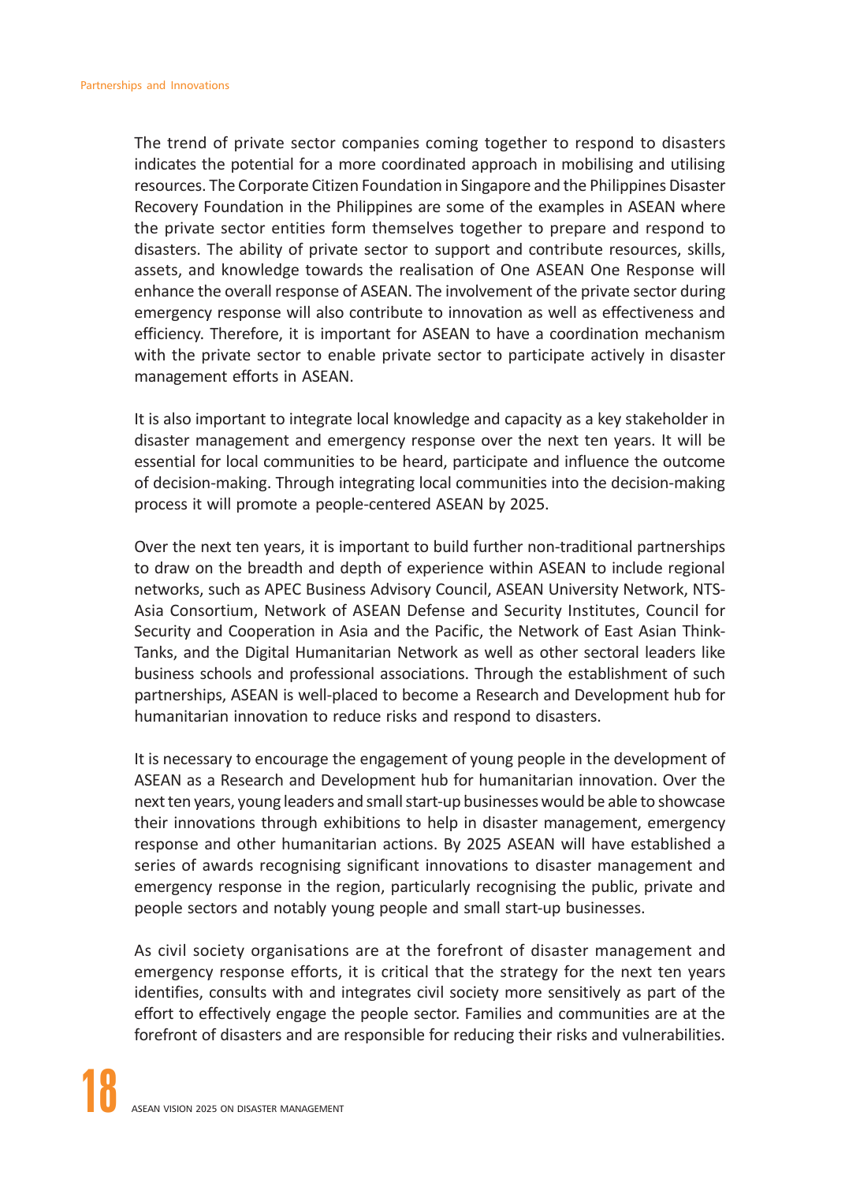The trend of private sector companies coming together to respond to disasters indicates the potential for a more coordinated approach in mobilising and utilising resources. The Corporate Citizen Foundation in Singapore and the Philippines Disaster Recovery Foundation in the Philippines are some of the examples in ASEAN where the private sector entities form themselves together to prepare and respond to disasters. The ability of private sector to support and contribute resources, skills, assets, and knowledge towards the realisation of One ASEAN One Response will enhance the overall response of ASEAN. The involvement of the private sector during emergency response will also contribute to innovation as well as effectiveness and efficiency. Therefore, it is important for ASEAN to have a coordination mechanism with the private sector to enable private sector to participate actively in disaster management efforts in ASEAN.

It is also important to integrate local knowledge and capacity as a key stakeholder in disaster management and emergency response over the next ten years. It will be essential for local communities to be heard, participate and influence the outcome of decision-making. Through integrating local communities into the decision-making process it will promote a people-centered ASEAN by 2025.

Over the next ten years, it is important to build further non-traditional partnerships to draw on the breadth and depth of experience within ASEAN to include regional networks, such as APEC Business Advisory Council, ASEAN University Network, NTS-Asia Consortium, Network of ASEAN Defense and Security Institutes, Council for Security and Cooperation in Asia and the Pacific, the Network of East Asian Think-Tanks, and the Digital Humanitarian Network as well as other sectoral leaders like business schools and professional associations. Through the establishment of such partnerships, ASEAN is well-placed to become a Research and Development hub for humanitarian innovation to reduce risks and respond to disasters.

It is necessary to encourage the engagement of young people in the development of ASEAN as a Research and Development hub for humanitarian innovation. Over the next ten years, young leaders and small start-up businesses would be able to showcase their innovations through exhibitions to help in disaster management, emergency response and other humanitarian actions. By 2025 ASEAN will have established a series of awards recognising significant innovations to disaster management and emergency response in the region, particularly recognising the public, private and people sectors and notably young people and small start-up businesses.

As civil society organisations are at the forefront of disaster management and emergency response efforts, it is critical that the strategy for the next ten years identifies, consults with and integrates civil society more sensitively as part of the effort to effectively engage the people sector. Families and communities are at the forefront of disasters and are responsible for reducing their risks and vulnerabilities.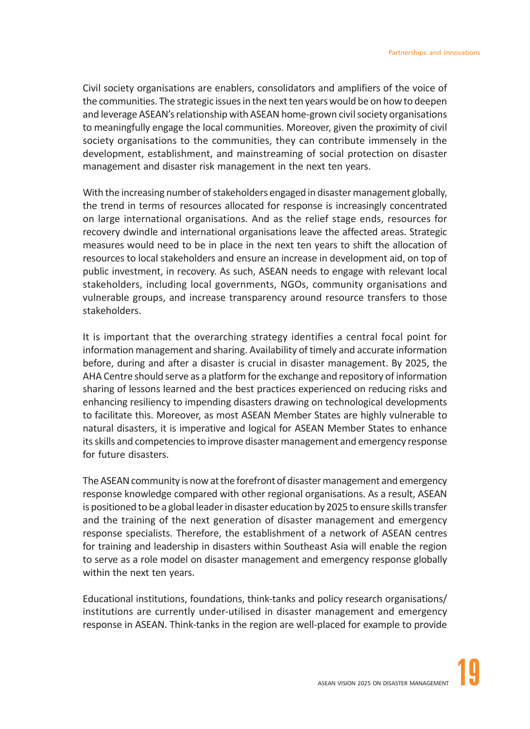Civil society organisations are enablers, consolidators and amplifiers of the voice of the communities. The strategic issues in the next ten years would be on how to deepen and leverage ASEAN's relationship with ASEAN home-grown civil society organisations to meaningfully engage the local communities. Moreover, given the proximity of civil society organisations to the communities, they can contribute immensely in the development, establishment, and mainstreaming of social protection on disaster management and disaster risk management in the next ten years.

With the increasing number of stakeholders engaged in disaster management globally, the trend in terms of resources allocated for response is increasingly concentrated on large international organisations. And as the relief stage ends, resources for recovery dwindle and international organisations leave the affected areas. Strategic measures would need to be in place in the next ten years to shift the allocation of resources to local stakeholders and ensure an increase in development aid, on top of public investment, in recovery. As such, ASEAN needs to engage with relevant local stakeholders, including local governments, NGOs, community organisations and vulnerable groups, and increase transparency around resource transfers to those stakeholders.

It is important that the overarching strategy identifies a central focal point for information management and sharing. Availability of timely and accurate information before, during and after a disaster is crucial in disaster management. By 2025, the AHA Centre should serve as a platform for the exchange and repository of information sharing of lessons learned and the best practices experienced on reducing risks and enhancing resiliency to impending disasters drawing on technological developments to facilitate this. Moreover, as most ASEAN Member States are highly vulnerable to natural disasters, it is imperative and logical for ASEAN Member States to enhance its skills and competencies to improve disaster management and emergency response for future disasters.

The ASEAN community is now at the forefront of disaster management and emergency response knowledge compared with other regional organisations. As a result, ASEAN is positioned to be a global leader in disaster education by 2025 to ensure skills transfer and the training of the next generation of disaster management and emergency response specialists. Therefore, the establishment of a network of ASEAN centres for training and leadership in disasters within Southeast Asia will enable the region to serve as a role model on disaster management and emergency response globally within the next ten years.

Educational institutions, foundations, think-tanks and policy research organisations/institutions are currently under-utilised in disaster management and emergency response in ASEAN. Think-tanks in the region are well-placed for example to provide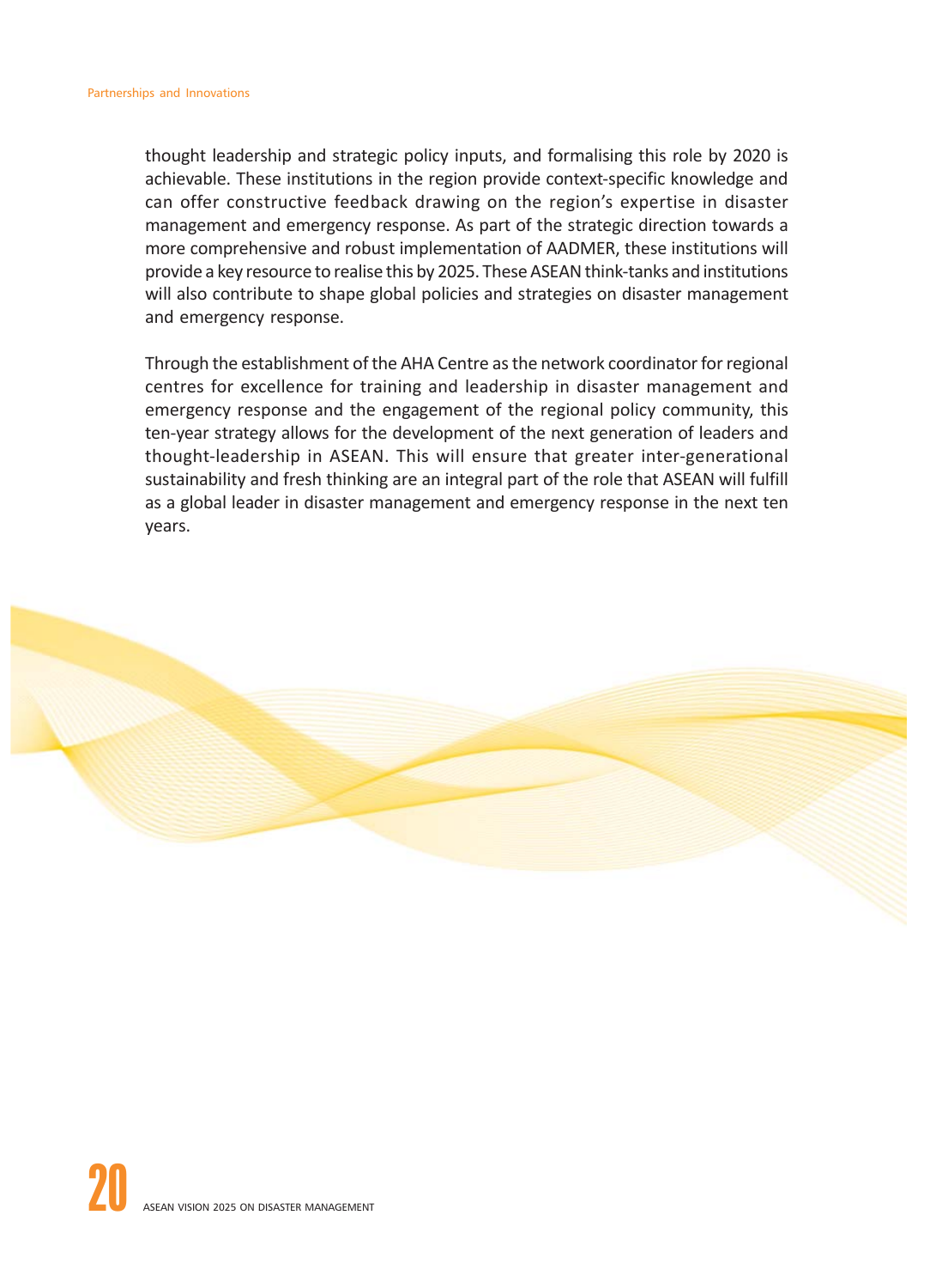thought leadership and strategic policy inputs, and formalising this role by 2020 is achievable. These institutions in the region provide context-specific knowledge and can offer constructive feedback drawing on the region's expertise in disaster management and emergency response. As part of the strategic direction towards a more comprehensive and robust implementation of AADMER, these institutions will provide a key resource to realise this by 2025. These ASEAN think-tanks and institutions will also contribute to shape global policies and strategies on disaster management and emergency response.

Through the establishment of the AHA Centre as the network coordinator for regional centres for excellence for training and leadership in disaster management and emergency response and the engagement of the regional policy community, this ten-year strategy allows for the development of the next generation of leaders and thought-leadership in ASEAN. This will ensure that greater inter-generational sustainability and fresh thinking are an integral part of the role that ASEAN will fulfill as a global leader in disaster management and emergency response in the next ten years.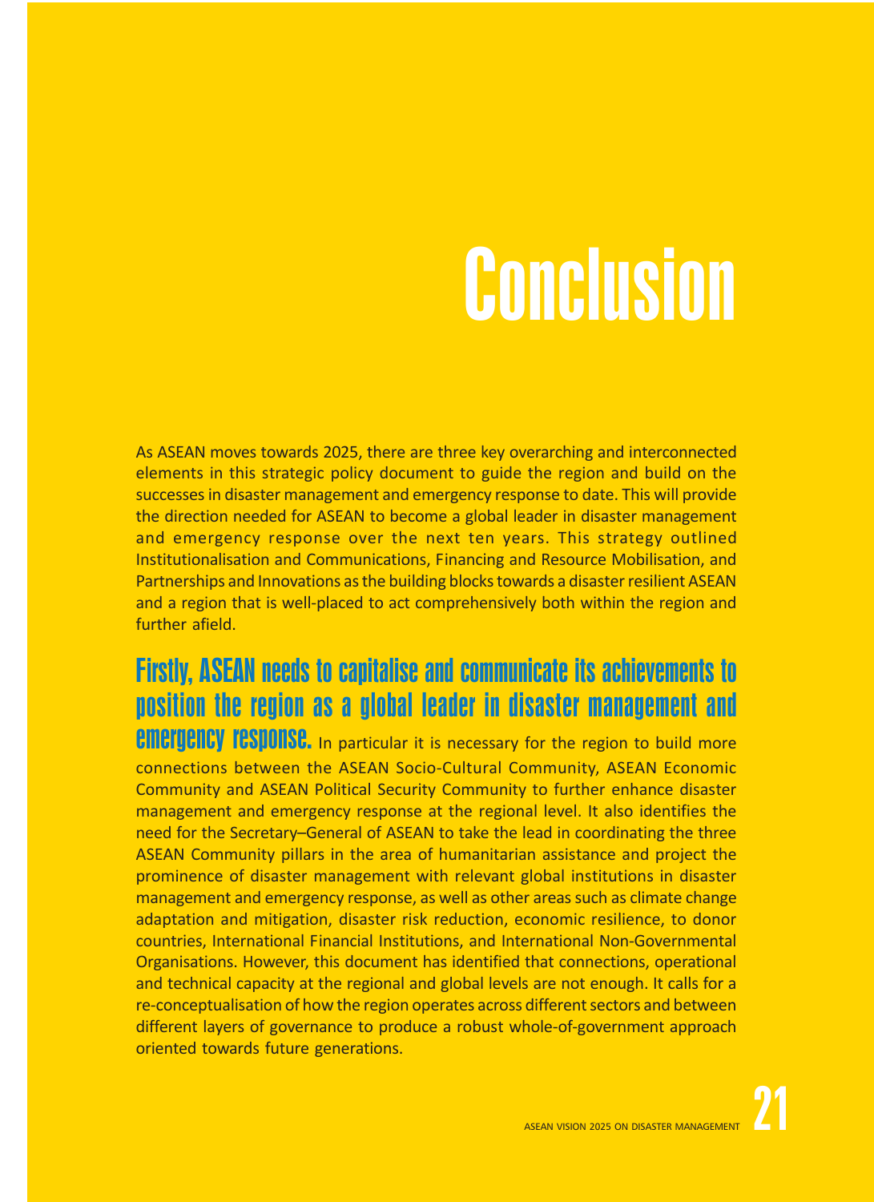# Conclusion

As ASEAN moves towards 2025, there are three key overarching and interconnected elements in this strategic policy document to guide the region and build on the successes in disaster management and emergency response to date. This will provide the direction needed for ASEAN to become a global leader in disaster management and emergency response over the next ten years. This strategy outlined Institutionalisation and Communications, Financing and Resource Mobilisation, and Partnerships and Innovations as the building blocks towards a disaster resilient ASEAN and a region that is well-placed to act comprehensively both within the region and further afield.

**Firstly, ASEAN needs to capitalise and communicate its achievements to position the region as a global leader in disaster management and emergency response.** In particular it is necessary for the region to build more connections between the ASEAN Socio-Cultural Community, ASEAN Economic Community and ASEAN Political Security Community to further enhance disaster management and emergency response at the regional level. It also identifies the need for the Secretary–General of ASEAN to take the lead in coordinating the three ASEAN Community pillars in the area of humanitarian assistance and project the prominence of disaster management with relevant global institutions in disaster management and emergency response, as well as other areas such as climate change adaptation and mitigation, disaster risk reduction, economic resilience, to donor countries, International Financial Institutions, and International Non-Governmental Organisations. However, this document has identified that connections, operational and technical capacity at the regional and global levels are not enough. It calls for a re-conceptualisation of how the region operates across different sectors and between different layers of governance to produce a robust whole-of-government approach oriented towards future generations.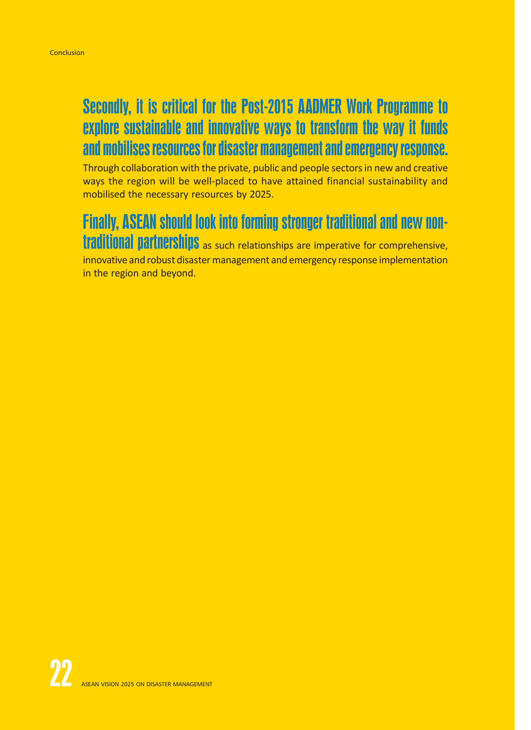## Secondly, it is critical for the Post-2015 AADMER Work Programme to explore sustainable and innovative ways to transform the way it funds and mobilises resources for disaster management and emergency response.

Through collaboration with the private, public and people sectors in new and creative ways the region will be well-placed to have attained financial sustainability and mobilised the necessary resources by 2025.

**Finally, ASEAN should look into forming stronger traditional and new non-traditional partnerships** as such relationships are imperative for comprehensive, innovative and robust disaster management and emergency response implementation in the region and beyond.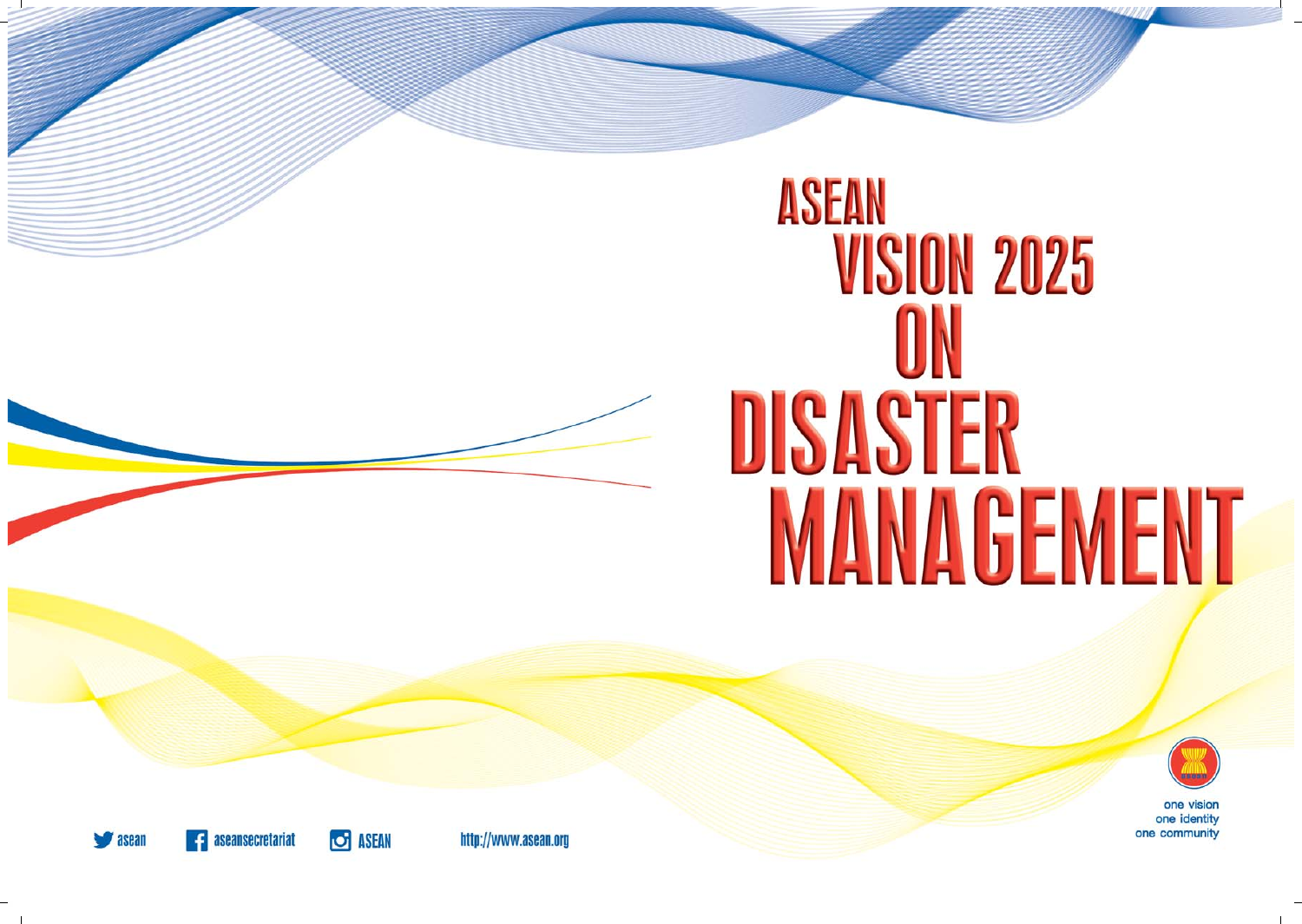# ASEAN VISION 2025 ON DISASTER MANAGEMENT

one vision
one identity
one community

asean   aseansecretariat   ASEAN   http://www.asean.org